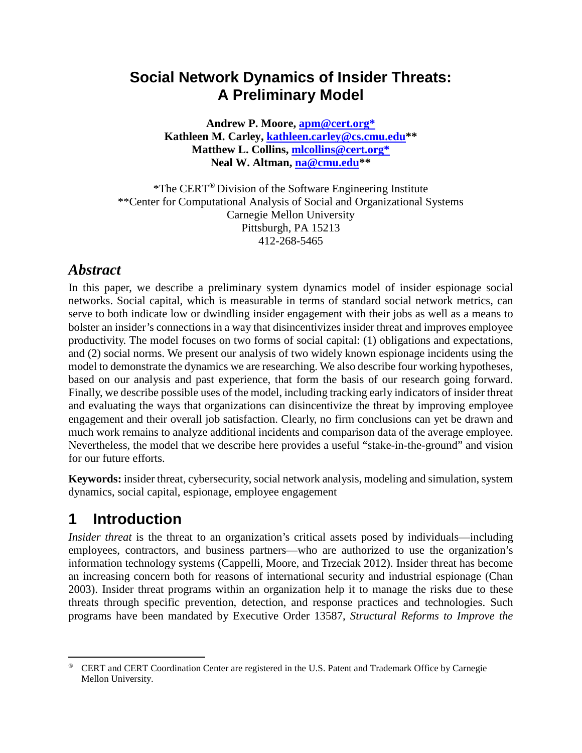# Social Network Dynamics of Insider Threats: A Preliminary Model

**Andrew P. Moore, apm@cert.org***
**Kathleen M. Carley, kathleen.carley@cs.cmu.edu****
**Matthew L. Collins, mlcollins@cert.org***
**Neal W. Altman, na@cmu.edu****

*The CERT® Division of the Software Engineering Institute
**Center for Computational Analysis of Social and Organizational Systems
Carnegie Mellon University
Pittsburgh, PA 15213
412-268-5465

## *Abstract*

In this paper, we describe a preliminary system dynamics model of insider espionage social networks. Social capital, which is measurable in terms of standard social network metrics, can serve to both indicate low or dwindling insider engagement with their jobs as well as a means to bolster an insider's connections in a way that disincentivizes insider threat and improves employee productivity. The model focuses on two forms of social capital: (1) obligations and expectations, and (2) social norms. We present our analysis of two widely known espionage incidents using the model to demonstrate the dynamics we are researching. We also describe four working hypotheses, based on our analysis and past experience, that form the basis of our research going forward. Finally, we describe possible uses of the model, including tracking early indicators of insider threat and evaluating the ways that organizations can disincentivize the threat by improving employee engagement and their overall job satisfaction. Clearly, no firm conclusions can yet be drawn and much work remains to analyze additional incidents and comparison data of the average employee. Nevertheless, the model that we describe here provides a useful "stake-in-the-ground" and vision for our future efforts.

**Keywords:** insider threat, cybersecurity, social network analysis, modeling and simulation, system dynamics, social capital, espionage, employee engagement

## 1 Introduction

*Insider threat* is the threat to an organization's critical assets posed by individuals—including employees, contractors, and business partners—who are authorized to use the organization's information technology systems (Cappelli, Moore, and Trzeciak 2012). Insider threat has become an increasing concern both for reasons of international security and industrial espionage (Chan 2003). Insider threat programs within an organization help it to manage the risks due to these threats through specific prevention, detection, and response practices and technologies. Such programs have been mandated by Executive Order 13587, *Structural Reforms to Improve the*

---

® CERT and CERT Coordination Center are registered in the U.S. Patent and Trademark Office by Carnegie Mellon University.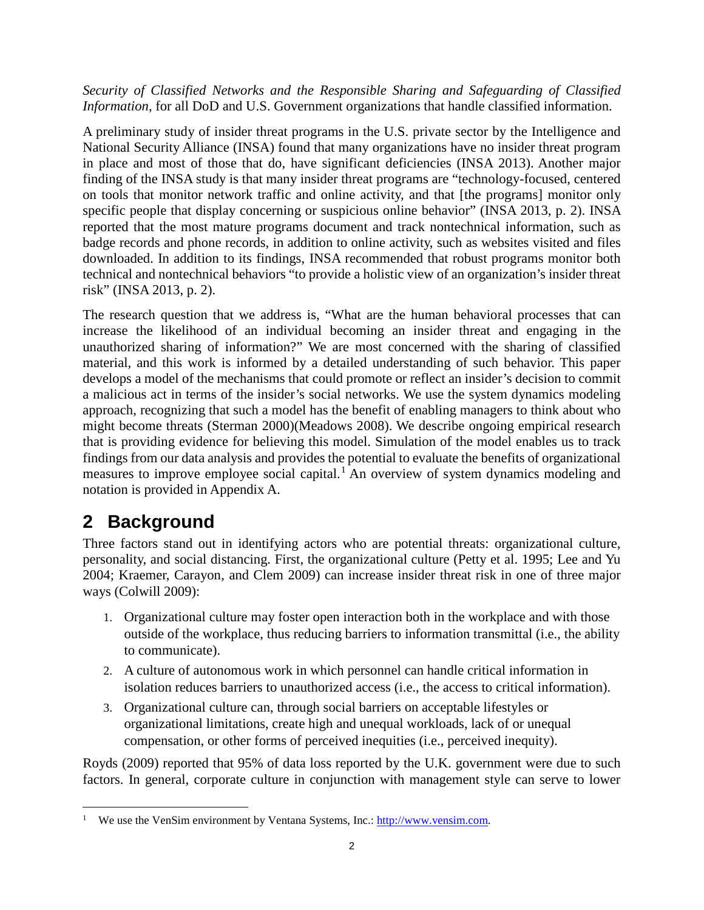*Security of Classified Networks and the Responsible Sharing and Safeguarding of Classified Information*, for all DoD and U.S. Government organizations that handle classified information.

A preliminary study of insider threat programs in the U.S. private sector by the Intelligence and National Security Alliance (INSA) found that many organizations have no insider threat program in place and most of those that do, have significant deficiencies (INSA 2013). Another major finding of the INSA study is that many insider threat programs are "technology-focused, centered on tools that monitor network traffic and online activity, and that [the programs] monitor only specific people that display concerning or suspicious online behavior" (INSA 2013, p. 2). INSA reported that the most mature programs document and track nontechnical information, such as badge records and phone records, in addition to online activity, such as websites visited and files downloaded. In addition to its findings, INSA recommended that robust programs monitor both technical and nontechnical behaviors "to provide a holistic view of an organization's insider threat risk" (INSA 2013, p. 2).

The research question that we address is, "What are the human behavioral processes that can increase the likelihood of an individual becoming an insider threat and engaging in the unauthorized sharing of information?" We are most concerned with the sharing of classified material, and this work is informed by a detailed understanding of such behavior. This paper develops a model of the mechanisms that could promote or reflect an insider's decision to commit a malicious act in terms of the insider's social networks. We use the system dynamics modeling approach, recognizing that such a model has the benefit of enabling managers to think about who might become threats (Sterman 2000)(Meadows 2008). We describe ongoing empirical research that is providing evidence for believing this model. Simulation of the model enables us to track findings from our data analysis and provides the potential to evaluate the benefits of organizational measures to improve employee social capital.[1] An overview of system dynamics modeling and notation is provided in Appendix A.

## 2 Background

Three factors stand out in identifying actors who are potential threats: organizational culture, personality, and social distancing. First, the organizational culture (Petty et al. 1995; Lee and Yu 2004; Kraemer, Carayon, and Clem 2009) can increase insider threat risk in one of three major ways (Colwill 2009):

1. Organizational culture may foster open interaction both in the workplace and with those outside of the workplace, thus reducing barriers to information transmittal (i.e., the ability to communicate).
2. A culture of autonomous work in which personnel can handle critical information in isolation reduces barriers to unauthorized access (i.e., the access to critical information).
3. Organizational culture can, through social barriers on acceptable lifestyles or organizational limitations, create high and unequal workloads, lack of or unequal compensation, or other forms of perceived inequities (i.e., perceived inequity).

Royds (2009) reported that 95% of data loss reported by the U.K. government were due to such factors. In general, corporate culture in conjunction with management style can serve to lower

[1] We use the VenSim environment by Ventana Systems, Inc.: http://www.vensim.com.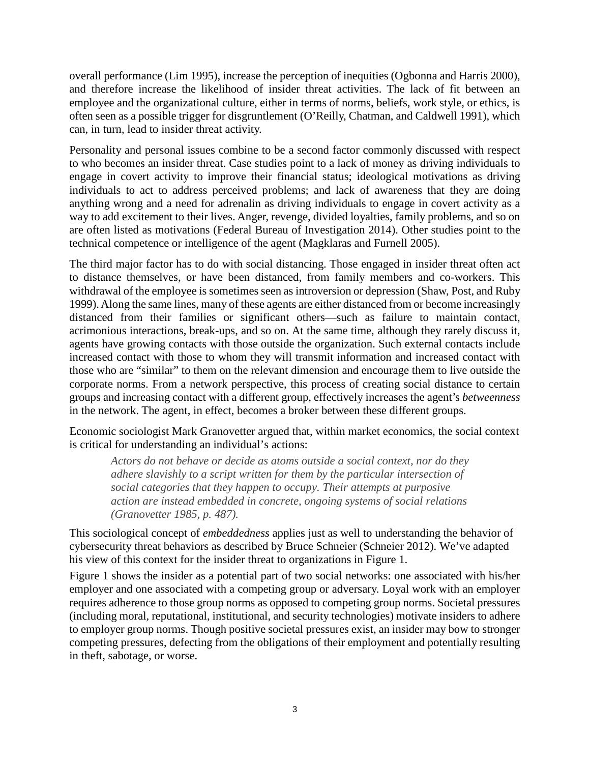overall performance (Lim 1995), increase the perception of inequities (Ogbonna and Harris 2000), and therefore increase the likelihood of insider threat activities. The lack of fit between an employee and the organizational culture, either in terms of norms, beliefs, work style, or ethics, is often seen as a possible trigger for disgruntlement (O'Reilly, Chatman, and Caldwell 1991), which can, in turn, lead to insider threat activity.

Personality and personal issues combine to be a second factor commonly discussed with respect to who becomes an insider threat. Case studies point to a lack of money as driving individuals to engage in covert activity to improve their financial status; ideological motivations as driving individuals to act to address perceived problems; and lack of awareness that they are doing anything wrong and a need for adrenalin as driving individuals to engage in covert activity as a way to add excitement to their lives. Anger, revenge, divided loyalties, family problems, and so on are often listed as motivations (Federal Bureau of Investigation 2014). Other studies point to the technical competence or intelligence of the agent (Magklaras and Furnell 2005).

The third major factor has to do with social distancing. Those engaged in insider threat often act to distance themselves, or have been distanced, from family members and co-workers. This withdrawal of the employee is sometimes seen as introversion or depression (Shaw, Post, and Ruby 1999). Along the same lines, many of these agents are either distanced from or become increasingly distanced from their families or significant others—such as failure to maintain contact, acrimonious interactions, break-ups, and so on. At the same time, although they rarely discuss it, agents have growing contacts with those outside the organization. Such external contacts include increased contact with those to whom they will transmit information and increased contact with those who are "similar" to them on the relevant dimension and encourage them to live outside the corporate norms. From a network perspective, this process of creating social distance to certain groups and increasing contact with a different group, effectively increases the agent's *betweenness* in the network. The agent, in effect, becomes a broker between these different groups.

Economic sociologist Mark Granovetter argued that, within market economics, the social context is critical for understanding an individual's actions:

> *Actors do not behave or decide as atoms outside a social context, nor do they adhere slavishly to a script written for them by the particular intersection of social categories that they happen to occupy. Their attempts at purposive action are instead embedded in concrete, ongoing systems of social relations (Granovetter 1985, p. 487).*

This sociological concept of *embeddedness* applies just as well to understanding the behavior of cybersecurity threat behaviors as described by Bruce Schneier (Schneier 2012). We've adapted his view of this context for the insider threat to organizations in Figure 1.

Figure 1 shows the insider as a potential part of two social networks: one associated with his/her employer and one associated with a competing group or adversary. Loyal work with an employer requires adherence to those group norms as opposed to competing group norms. Societal pressures (including moral, reputational, institutional, and security technologies) motivate insiders to adhere to employer group norms. Though positive societal pressures exist, an insider may bow to stronger competing pressures, defecting from the obligations of their employment and potentially resulting in theft, sabotage, or worse.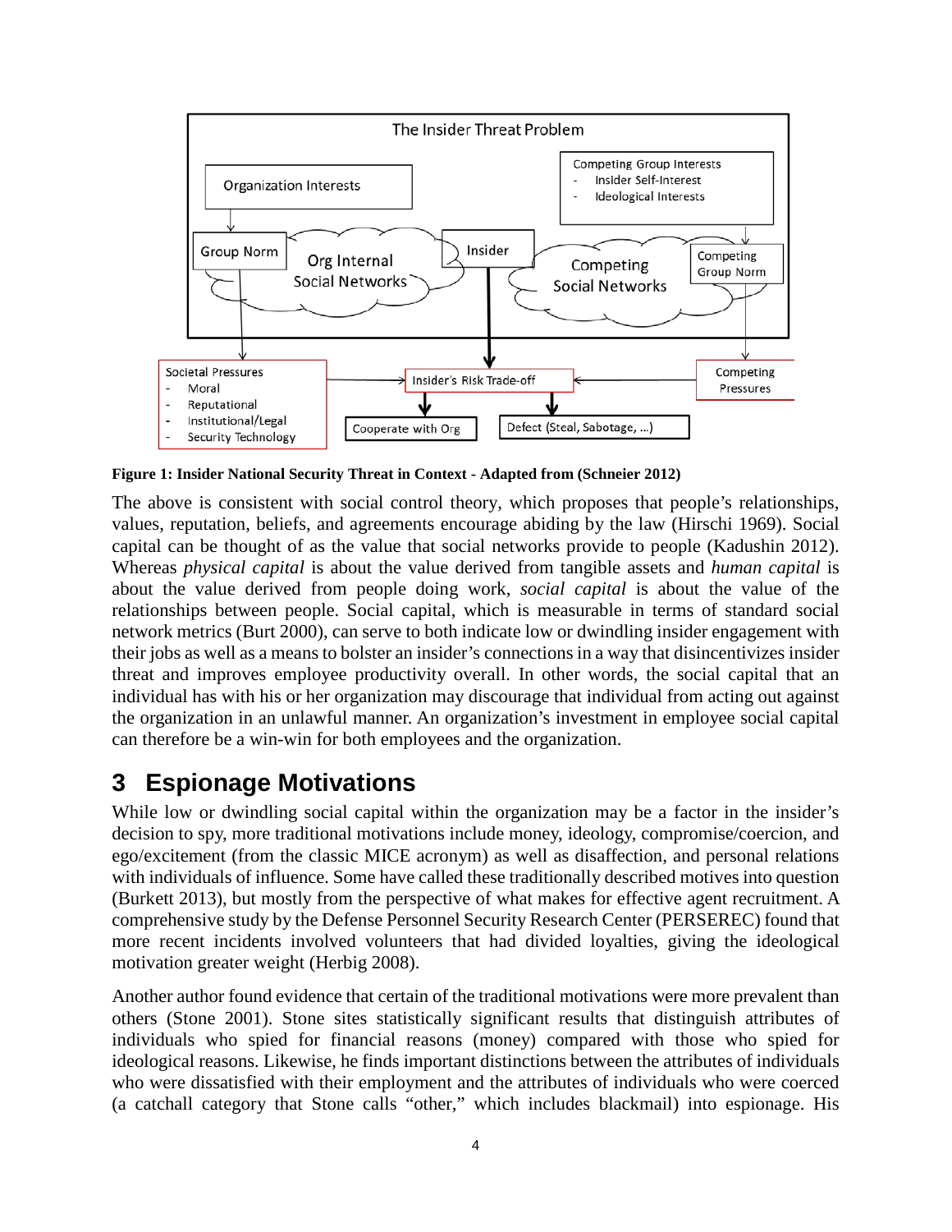**Figure 1: Insider National Security Threat in Context - Adapted from (Schneier 2012)**

The above is consistent with social control theory, which proposes that people's relationships, values, reputation, beliefs, and agreements encourage abiding by the law (Hirschi 1969). Social capital can be thought of as the value that social networks provide to people (Kadushin 2012). Whereas *physical capital* is about the value derived from tangible assets and *human capital* is about the value derived from people doing work, *social capital* is about the value of the relationships between people. Social capital, which is measurable in terms of standard social network metrics (Burt 2000), can serve to both indicate low or dwindling insider engagement with their jobs as well as a means to bolster an insider's connections in a way that disincentivizes insider threat and improves employee productivity overall. In other words, the social capital that an individual has with his or her organization may discourage that individual from acting out against the organization in an unlawful manner. An organization's investment in employee social capital can therefore be a win-win for both employees and the organization.

# 3 Espionage Motivations

While low or dwindling social capital within the organization may be a factor in the insider's decision to spy, more traditional motivations include money, ideology, compromise/coercion, and ego/excitement (from the classic MICE acronym) as well as disaffection, and personal relations with individuals of influence. Some have called these traditionally described motives into question (Burkett 2013), but mostly from the perspective of what makes for effective agent recruitment. A comprehensive study by the Defense Personnel Security Research Center (PERSEREC) found that more recent incidents involved volunteers that had divided loyalties, giving the ideological motivation greater weight (Herbig 2008).

Another author found evidence that certain of the traditional motivations were more prevalent than others (Stone 2001). Stone sites statistically significant results that distinguish attributes of individuals who spied for financial reasons (money) compared with those who spied for ideological reasons. Likewise, he finds important distinctions between the attributes of individuals who were dissatisfied with their employment and the attributes of individuals who were coerced (a catchall category that Stone calls "other," which includes blackmail) into espionage. His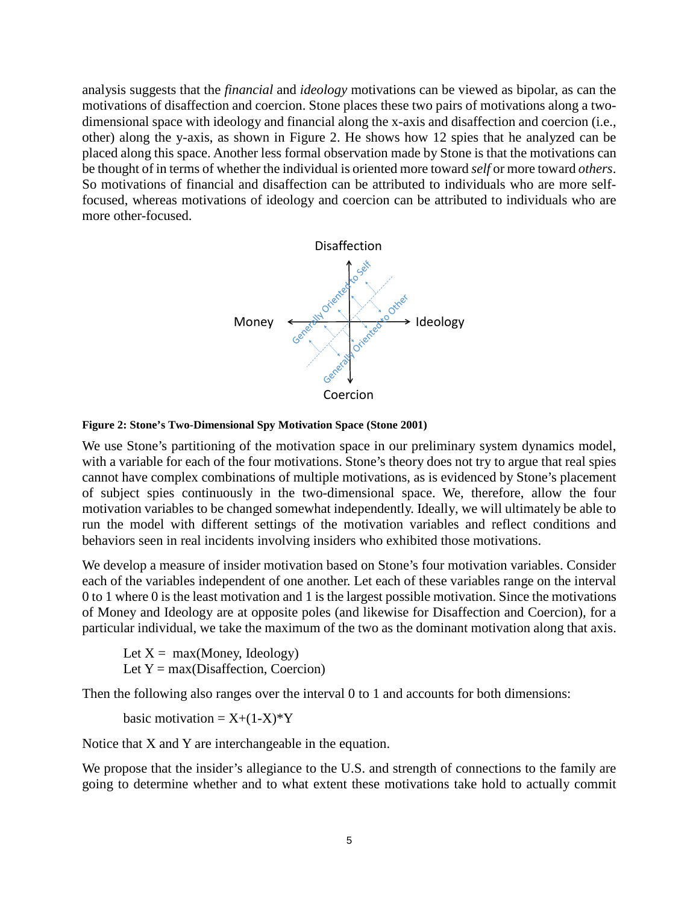analysis suggests that the *financial* and *ideology* motivations can be viewed as bipolar, as can the motivations of disaffection and coercion. Stone places these two pairs of motivations along a two-dimensional space with ideology and financial along the x-axis and disaffection and coercion (i.e., other) along the y-axis, as shown in Figure 2. He shows how 12 spies that he analyzed can be placed along this space. Another less formal observation made by Stone is that the motivations can be thought of in terms of whether the individual is oriented more toward *self* or more toward *others*. So motivations of financial and disaffection can be attributed to individuals who are more self-focused, whereas motivations of ideology and coercion can be attributed to individuals who are more other-focused.

**Figure 2: Stone's Two-Dimensional Spy Motivation Space (Stone 2001)**

We use Stone's partitioning of the motivation space in our preliminary system dynamics model, with a variable for each of the four motivations. Stone's theory does not try to argue that real spies cannot have complex combinations of multiple motivations, as is evidenced by Stone's placement of subject spies continuously in the two-dimensional space. We, therefore, allow the four motivation variables to be changed somewhat independently. Ideally, we will ultimately be able to run the model with different settings of the motivation variables and reflect conditions and behaviors seen in real incidents involving insiders who exhibited those motivations.

We develop a measure of insider motivation based on Stone's four motivation variables. Consider each of the variables independent of one another. Let each of these variables range on the interval 0 to 1 where 0 is the least motivation and 1 is the largest possible motivation. Since the motivations of Money and Ideology are at opposite poles (and likewise for Disaffection and Coercion), for a particular individual, we take the maximum of the two as the dominant motivation along that axis.

Let $X = \max(\text{Money}, \text{Ideology})$
Let $Y = \max(\text{Disaffection}, \text{Coercion})$

Then the following also ranges over the interval 0 to 1 and accounts for both dimensions:

$$\text{basic motivation} = X+(1-X)*Y$$

Notice that X and Y are interchangeable in the equation.

We propose that the insider's allegiance to the U.S. and strength of connections to the family are going to determine whether and to what extent these motivations take hold to actually commit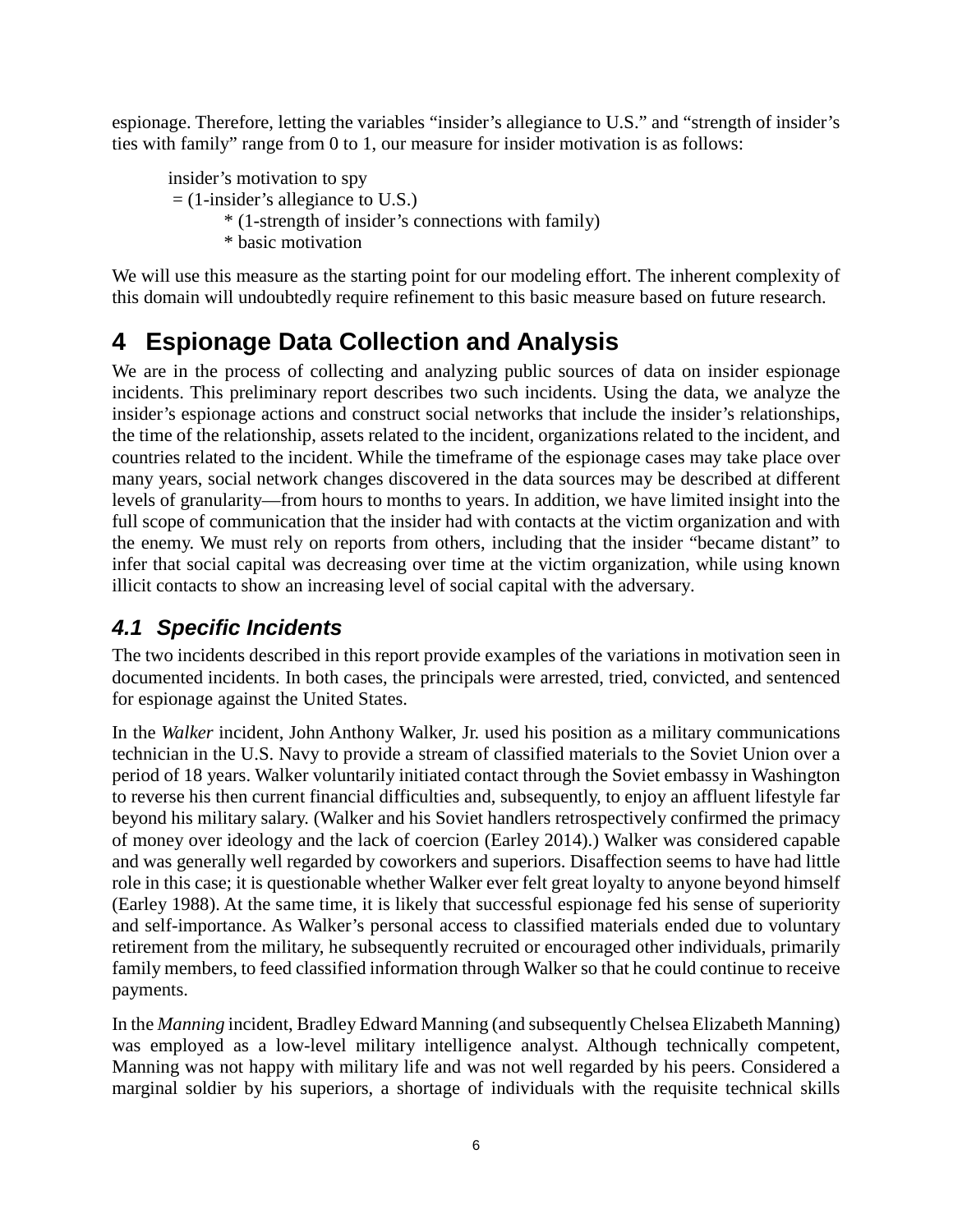espionage. Therefore, letting the variables "insider's allegiance to U.S." and "strength of insider's ties with family" range from 0 to 1, our measure for insider motivation is as follows:

insider's motivation to spy
= (1-insider's allegiance to U.S.)
 * (1-strength of insider's connections with family)
 * basic motivation

We will use this measure as the starting point for our modeling effort. The inherent complexity of this domain will undoubtedly require refinement to this basic measure based on future research.

# 4 Espionage Data Collection and Analysis

We are in the process of collecting and analyzing public sources of data on insider espionage incidents. This preliminary report describes two such incidents. Using the data, we analyze the insider's espionage actions and construct social networks that include the insider's relationships, the time of the relationship, assets related to the incident, organizations related to the incident, and countries related to the incident. While the timeframe of the espionage cases may take place over many years, social network changes discovered in the data sources may be described at different levels of granularity—from hours to months to years. In addition, we have limited insight into the full scope of communication that the insider had with contacts at the victim organization and with the enemy. We must rely on reports from others, including that the insider "became distant" to infer that social capital was decreasing over time at the victim organization, while using known illicit contacts to show an increasing level of social capital with the adversary.

## *4.1 Specific Incidents*

The two incidents described in this report provide examples of the variations in motivation seen in documented incidents. In both cases, the principals were arrested, tried, convicted, and sentenced for espionage against the United States.

In the *Walker* incident, John Anthony Walker, Jr. used his position as a military communications technician in the U.S. Navy to provide a stream of classified materials to the Soviet Union over a period of 18 years. Walker voluntarily initiated contact through the Soviet embassy in Washington to reverse his then current financial difficulties and, subsequently, to enjoy an affluent lifestyle far beyond his military salary. (Walker and his Soviet handlers retrospectively confirmed the primacy of money over ideology and the lack of coercion (Earley 2014).) Walker was considered capable and was generally well regarded by coworkers and superiors. Disaffection seems to have had little role in this case; it is questionable whether Walker ever felt great loyalty to anyone beyond himself (Earley 1988). At the same time, it is likely that successful espionage fed his sense of superiority and self-importance. As Walker's personal access to classified materials ended due to voluntary retirement from the military, he subsequently recruited or encouraged other individuals, primarily family members, to feed classified information through Walker so that he could continue to receive payments.

In the *Manning* incident, Bradley Edward Manning (and subsequently Chelsea Elizabeth Manning) was employed as a low-level military intelligence analyst. Although technically competent, Manning was not happy with military life and was not well regarded by his peers. Considered a marginal soldier by his superiors, a shortage of individuals with the requisite technical skills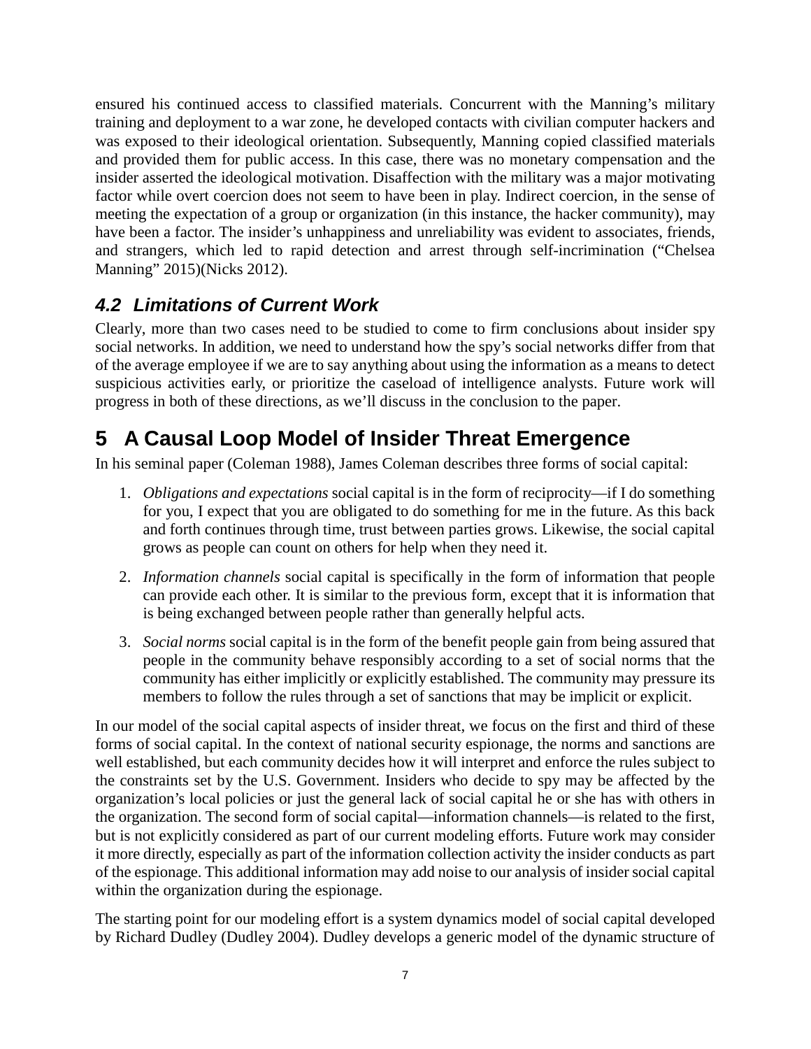ensured his continued access to classified materials. Concurrent with the Manning's military training and deployment to a war zone, he developed contacts with civilian computer hackers and was exposed to their ideological orientation. Subsequently, Manning copied classified materials and provided them for public access. In this case, there was no monetary compensation and the insider asserted the ideological motivation. Disaffection with the military was a major motivating factor while overt coercion does not seem to have been in play. Indirect coercion, in the sense of meeting the expectation of a group or organization (in this instance, the hacker community), may have been a factor. The insider's unhappiness and unreliability was evident to associates, friends, and strangers, which led to rapid detection and arrest through self-incrimination ("Chelsea Manning" 2015)(Nicks 2012).

### *4.2 Limitations of Current Work*

Clearly, more than two cases need to be studied to come to firm conclusions about insider spy social networks. In addition, we need to understand how the spy's social networks differ from that of the average employee if we are to say anything about using the information as a means to detect suspicious activities early, or prioritize the caseload of intelligence analysts. Future work will progress in both of these directions, as we'll discuss in the conclusion to the paper.

## 5 A Causal Loop Model of Insider Threat Emergence

In his seminal paper (Coleman 1988), James Coleman describes three forms of social capital:

1. *Obligations and expectations* social capital is in the form of reciprocity—if I do something for you, I expect that you are obligated to do something for me in the future. As this back and forth continues through time, trust between parties grows. Likewise, the social capital grows as people can count on others for help when they need it.
2. *Information channels* social capital is specifically in the form of information that people can provide each other. It is similar to the previous form, except that it is information that is being exchanged between people rather than generally helpful acts.
3. *Social norms* social capital is in the form of the benefit people gain from being assured that people in the community behave responsibly according to a set of social norms that the community has either implicitly or explicitly established. The community may pressure its members to follow the rules through a set of sanctions that may be implicit or explicit.

In our model of the social capital aspects of insider threat, we focus on the first and third of these forms of social capital. In the context of national security espionage, the norms and sanctions are well established, but each community decides how it will interpret and enforce the rules subject to the constraints set by the U.S. Government. Insiders who decide to spy may be affected by the organization's local policies or just the general lack of social capital he or she has with others in the organization. The second form of social capital—information channels—is related to the first, but is not explicitly considered as part of our current modeling efforts. Future work may consider it more directly, especially as part of the information collection activity the insider conducts as part of the espionage. This additional information may add noise to our analysis of insider social capital within the organization during the espionage.

The starting point for our modeling effort is a system dynamics model of social capital developed by Richard Dudley (Dudley 2004). Dudley develops a generic model of the dynamic structure of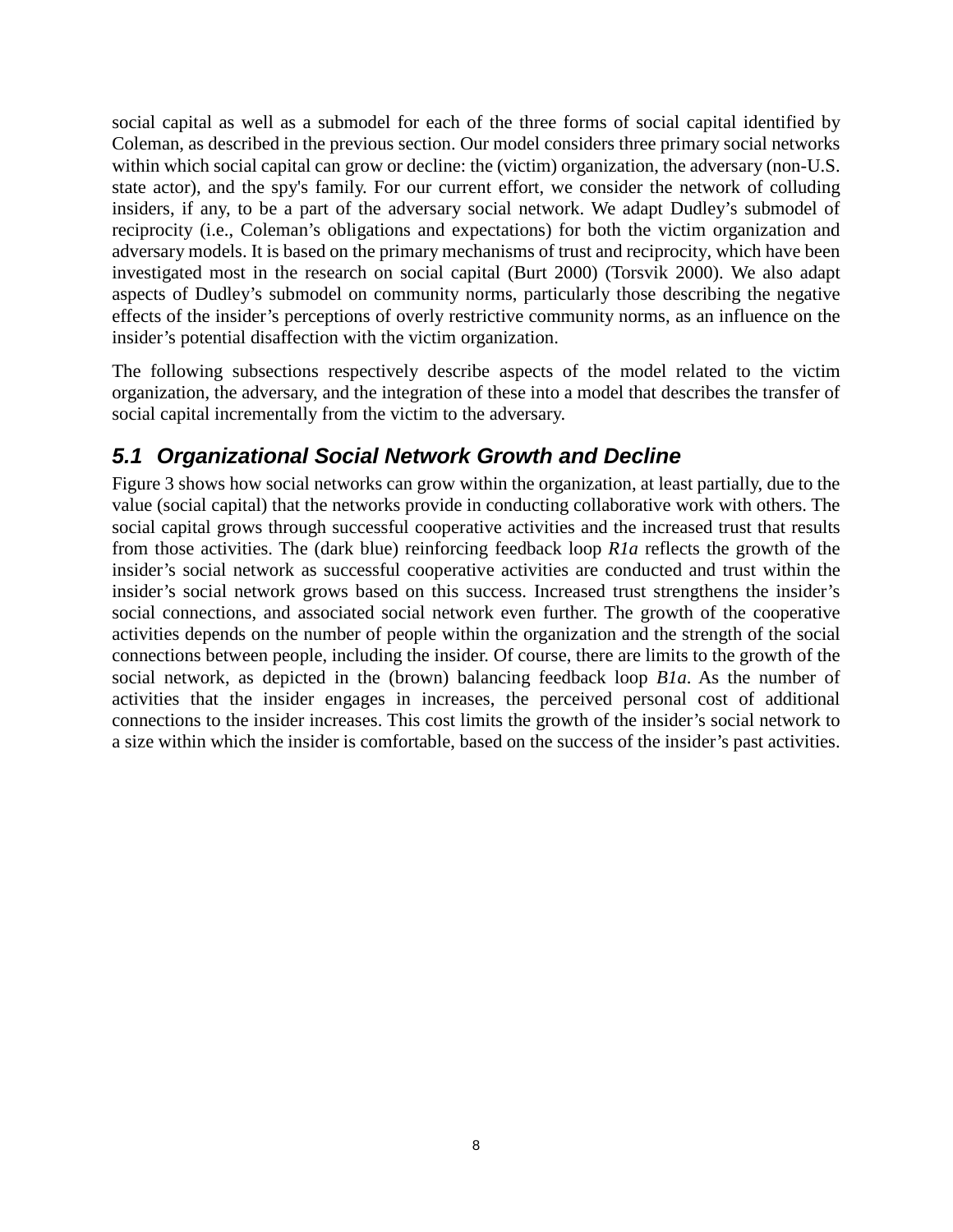social capital as well as a submodel for each of the three forms of social capital identified by Coleman, as described in the previous section. Our model considers three primary social networks within which social capital can grow or decline: the (victim) organization, the adversary (non-U.S. state actor), and the spy's family. For our current effort, we consider the network of colluding insiders, if any, to be a part of the adversary social network. We adapt Dudley's submodel of reciprocity (i.e., Coleman's obligations and expectations) for both the victim organization and adversary models. It is based on the primary mechanisms of trust and reciprocity, which have been investigated most in the research on social capital (Burt 2000) (Torsvik 2000). We also adapt aspects of Dudley's submodel on community norms, particularly those describing the negative effects of the insider's perceptions of overly restrictive community norms, as an influence on the insider's potential disaffection with the victim organization.

The following subsections respectively describe aspects of the model related to the victim organization, the adversary, and the integration of these into a model that describes the transfer of social capital incrementally from the victim to the adversary.

### *5.1 Organizational Social Network Growth and Decline*

Figure 3 shows how social networks can grow within the organization, at least partially, due to the value (social capital) that the networks provide in conducting collaborative work with others. The social capital grows through successful cooperative activities and the increased trust that results from those activities. The (dark blue) reinforcing feedback loop *R1a* reflects the growth of the insider's social network as successful cooperative activities are conducted and trust within the insider's social network grows based on this success. Increased trust strengthens the insider's social connections, and associated social network even further. The growth of the cooperative activities depends on the number of people within the organization and the strength of the social connections between people, including the insider. Of course, there are limits to the growth of the social network, as depicted in the (brown) balancing feedback loop *B1a*. As the number of activities that the insider engages in increases, the perceived personal cost of additional connections to the insider increases. This cost limits the growth of the insider's social network to a size within which the insider is comfortable, based on the success of the insider's past activities.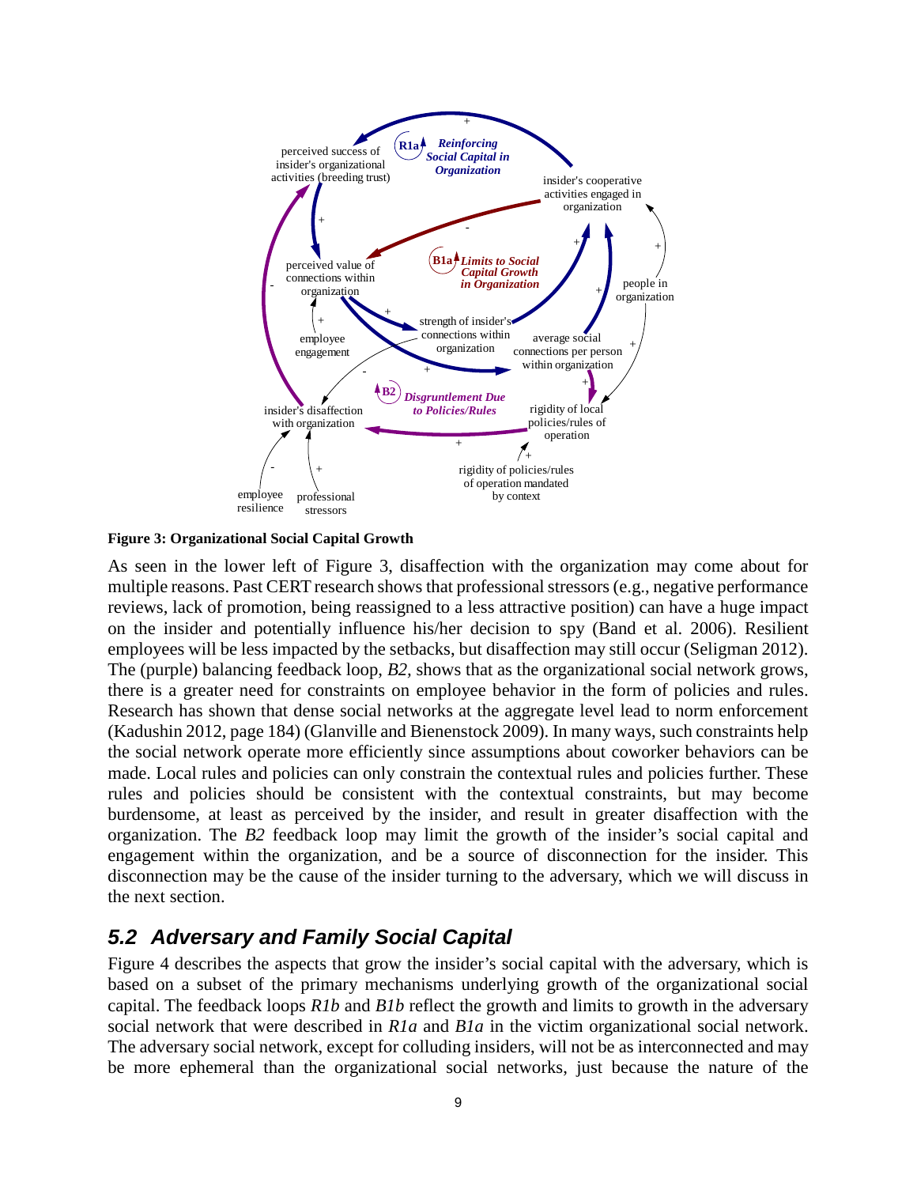**Figure 3: Organizational Social Capital Growth**

As seen in the lower left of Figure 3, disaffection with the organization may come about for multiple reasons. Past CERT research shows that professional stressors (e.g., negative performance reviews, lack of promotion, being reassigned to a less attractive position) can have a huge impact on the insider and potentially influence his/her decision to spy (Band et al. 2006). Resilient employees will be less impacted by the setbacks, but disaffection may still occur (Seligman 2012). The (purple) balancing feedback loop, *B2*, shows that as the organizational social network grows, there is a greater need for constraints on employee behavior in the form of policies and rules. Research has shown that dense social networks at the aggregate level lead to norm enforcement (Kadushin 2012, page 184) (Glanville and Bienenstock 2009). In many ways, such constraints help the social network operate more efficiently since assumptions about coworker behaviors can be made. Local rules and policies can only constrain the contextual rules and policies further. These rules and policies should be consistent with the contextual constraints, but may become burdensome, at least as perceived by the insider, and result in greater disaffection with the organization. The *B2* feedback loop may limit the growth of the insider's social capital and engagement within the organization, and be a source of disconnection for the insider. This disconnection may be the cause of the insider turning to the adversary, which we will discuss in the next section.

## *5.2 Adversary and Family Social Capital*

Figure 4 describes the aspects that grow the insider's social capital with the adversary, which is based on a subset of the primary mechanisms underlying growth of the organizational social capital. The feedback loops *R1b* and *B1b* reflect the growth and limits to growth in the adversary social network that were described in *R1a* and *B1a* in the victim organizational social network. The adversary social network, except for colluding insiders, will not be as interconnected and may be more ephemeral than the organizational social networks, just because the nature of the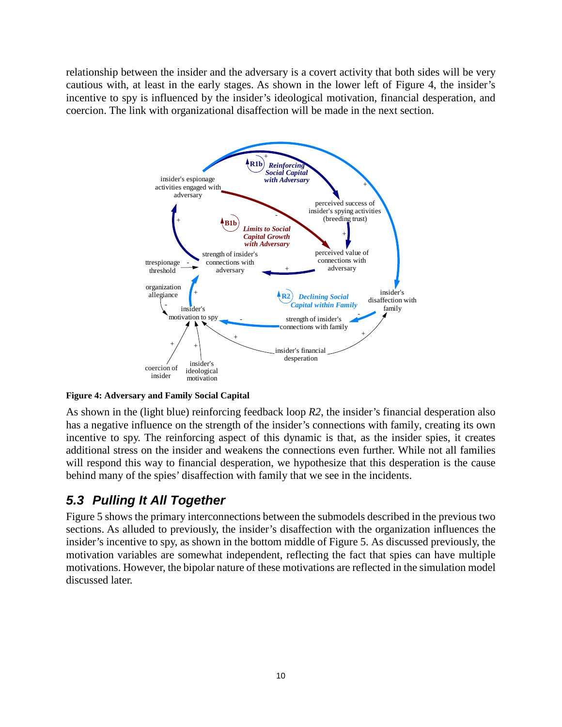relationship between the insider and the adversary is a covert activity that both sides will be very cautious with, at least in the early stages. As shown in the lower left of Figure 4, the insider's incentive to spy is influenced by the insider's ideological motivation, financial desperation, and coercion. The link with organizational disaffection will be made in the next section.

**Figure 4: Adversary and Family Social Capital**

As shown in the (light blue) reinforcing feedback loop *R2*, the insider's financial desperation also has a negative influence on the strength of the insider's connections with family, creating its own incentive to spy. The reinforcing aspect of this dynamic is that, as the insider spies, it creates additional stress on the insider and weakens the connections even further. While not all families will respond this way to financial desperation, we hypothesize that this desperation is the cause behind many of the spies' disaffection with family that we see in the incidents.

## 5.3 Pulling It All Together

Figure 5 shows the primary interconnections between the submodels described in the previous two sections. As alluded to previously, the insider's disaffection with the organization influences the insider's incentive to spy, as shown in the bottom middle of Figure 5. As discussed previously, the motivation variables are somewhat independent, reflecting the fact that spies can have multiple motivations. However, the bipolar nature of these motivations are reflected in the simulation model discussed later.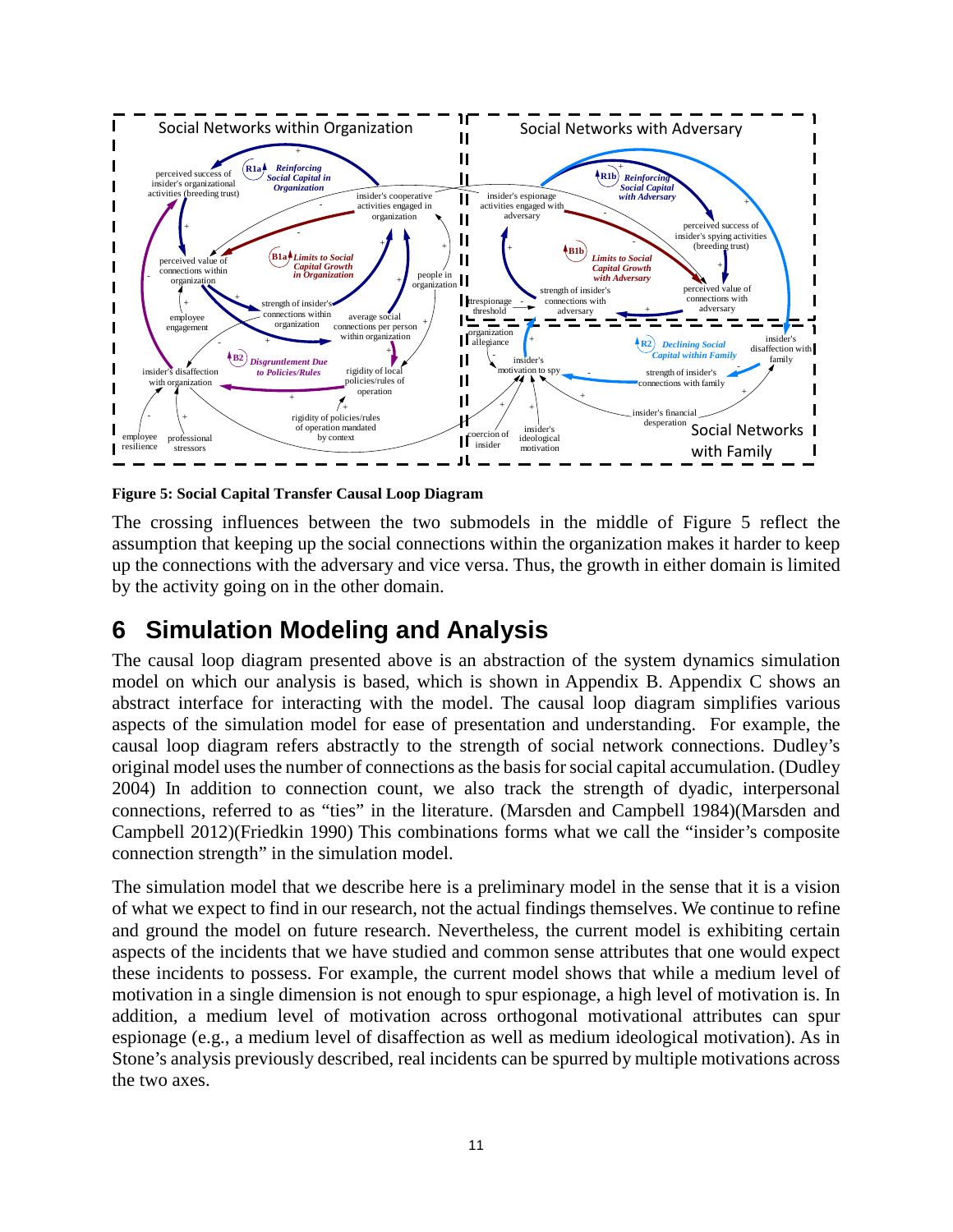**Figure 5: Social Capital Transfer Causal Loop Diagram**

The crossing influences between the two submodels in the middle of Figure 5 reflect the assumption that keeping up the social connections within the organization makes it harder to keep up the connections with the adversary and vice versa. Thus, the growth in either domain is limited by the activity going on in the other domain.

# 6 Simulation Modeling and Analysis

The causal loop diagram presented above is an abstraction of the system dynamics simulation model on which our analysis is based, which is shown in Appendix B. Appendix C shows an abstract interface for interacting with the model. The causal loop diagram simplifies various aspects of the simulation model for ease of presentation and understanding. For example, the causal loop diagram refers abstractly to the strength of social network connections. Dudley's original model uses the number of connections as the basis for social capital accumulation. (Dudley 2004) In addition to connection count, we also track the strength of dyadic, interpersonal connections, referred to as "ties" in the literature. (Marsden and Campbell 1984)(Marsden and Campbell 2012)(Friedkin 1990) This combinations forms what we call the "insider's composite connection strength" in the simulation model.

The simulation model that we describe here is a preliminary model in the sense that it is a vision of what we expect to find in our research, not the actual findings themselves. We continue to refine and ground the model on future research. Nevertheless, the current model is exhibiting certain aspects of the incidents that we have studied and common sense attributes that one would expect these incidents to possess. For example, the current model shows that while a medium level of motivation in a single dimension is not enough to spur espionage, a high level of motivation is. In addition, a medium level of motivation across orthogonal motivational attributes can spur espionage (e.g., a medium level of disaffection as well as medium ideological motivation). As in Stone's analysis previously described, real incidents can be spurred by multiple motivations across the two axes.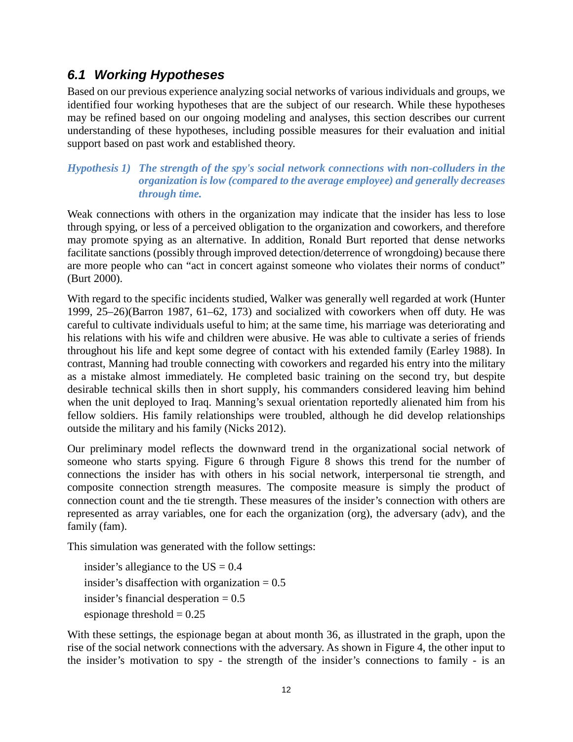## 6.1 Working Hypotheses

Based on our previous experience analyzing social networks of various individuals and groups, we identified four working hypotheses that are the subject of our research. While these hypotheses may be refined based on our ongoing modeling and analyses, this section describes our current understanding of these hypotheses, including possible measures for their evaluation and initial support based on past work and established theory.

### *Hypothesis 1) The strength of the spy's social network connections with non-colluders in the organization is low (compared to the average employee) and generally decreases through time.*

Weak connections with others in the organization may indicate that the insider has less to lose through spying, or less of a perceived obligation to the organization and coworkers, and therefore may promote spying as an alternative. In addition, Ronald Burt reported that dense networks facilitate sanctions (possibly through improved detection/deterrence of wrongdoing) because there are more people who can "act in concert against someone who violates their norms of conduct" (Burt 2000).

With regard to the specific incidents studied, Walker was generally well regarded at work (Hunter 1999, 25–26)(Barron 1987, 61–62, 173) and socialized with coworkers when off duty. He was careful to cultivate individuals useful to him; at the same time, his marriage was deteriorating and his relations with his wife and children were abusive. He was able to cultivate a series of friends throughout his life and kept some degree of contact with his extended family (Earley 1988). In contrast, Manning had trouble connecting with coworkers and regarded his entry into the military as a mistake almost immediately. He completed basic training on the second try, but despite desirable technical skills then in short supply, his commanders considered leaving him behind when the unit deployed to Iraq. Manning's sexual orientation reportedly alienated him from his fellow soldiers. His family relationships were troubled, although he did develop relationships outside the military and his family (Nicks 2012).

Our preliminary model reflects the downward trend in the organizational social network of someone who starts spying. Figure 6 through Figure 8 shows this trend for the number of connections the insider has with others in his social network, interpersonal tie strength, and composite connection strength measures. The composite measure is simply the product of connection count and the tie strength. These measures of the insider's connection with others are represented as array variables, one for each the organization (org), the adversary (adv), and the family (fam).

This simulation was generated with the follow settings:

insider's allegiance to the US = 0.4
insider's disaffection with organization = 0.5
insider's financial desperation = 0.5
espionage threshold = 0.25

With these settings, the espionage began at about month 36, as illustrated in the graph, upon the rise of the social network connections with the adversary. As shown in Figure 4, the other input to the insider's motivation to spy - the strength of the insider's connections to family - is an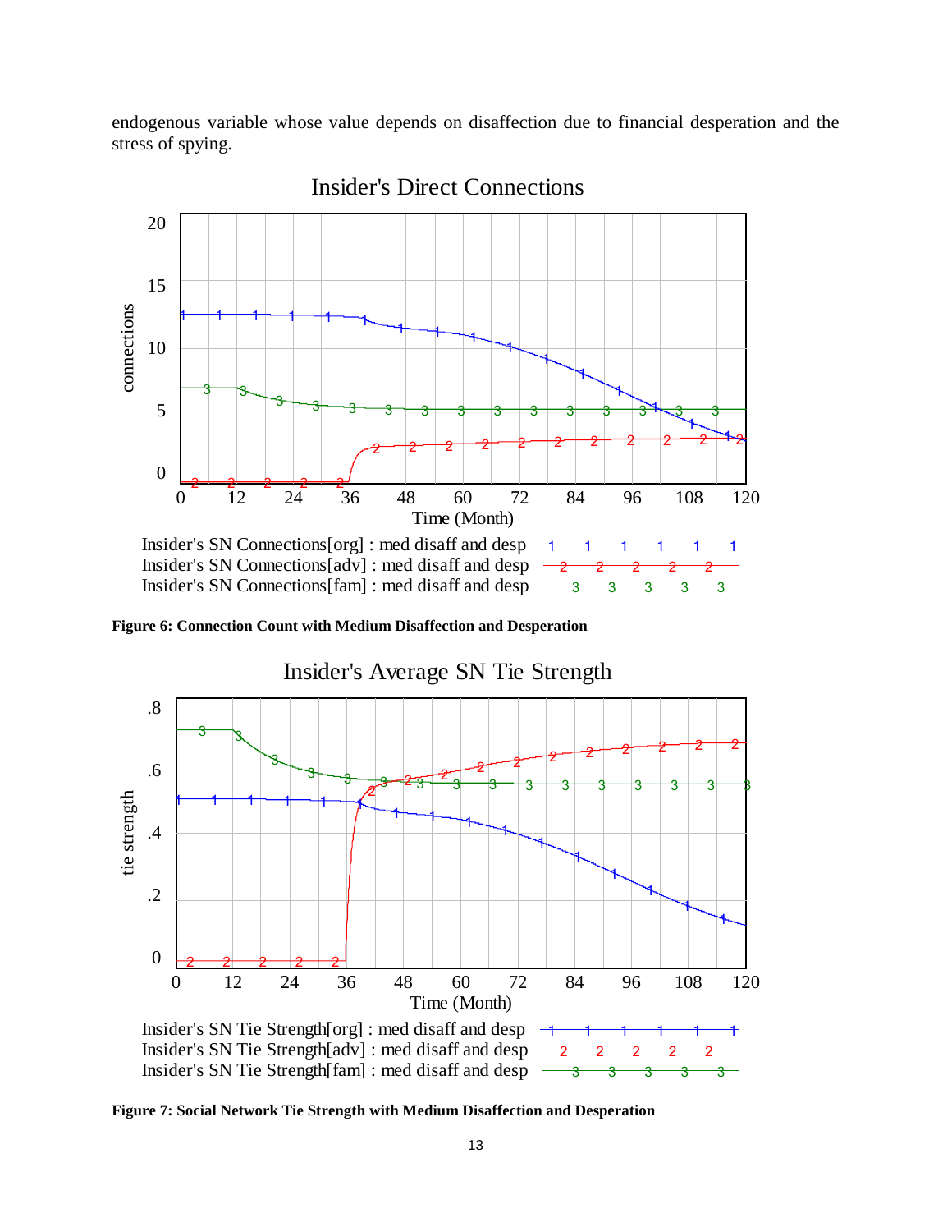endogenous variable whose value depends on disaffection due to financial desperation and the stress of spying.

**Figure 6: Connection Count with Medium Disaffection and Desperation**

**Figure 7: Social Network Tie Strength with Medium Disaffection and Desperation**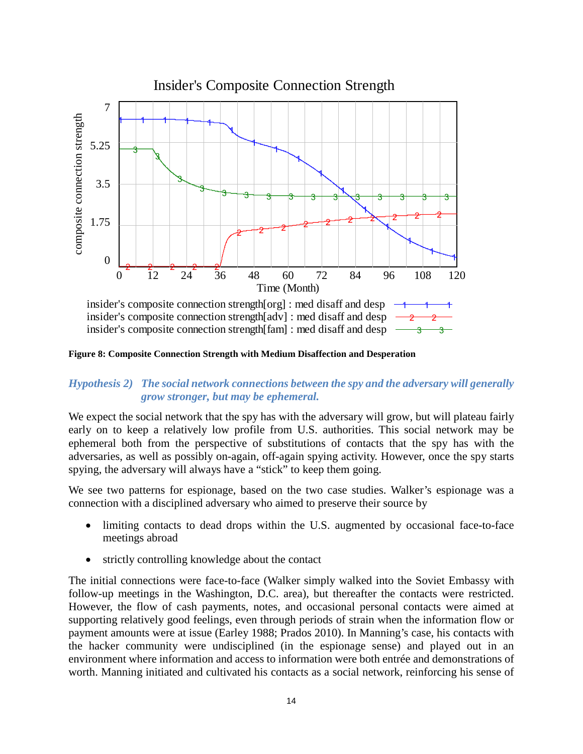**Figure 8: Composite Connection Strength with Medium Disaffection and Desperation**

### *Hypothesis 2) The social network connections between the spy and the adversary will generally grow stronger, but may be ephemeral.*

We expect the social network that the spy has with the adversary will grow, but will plateau fairly early on to keep a relatively low profile from U.S. authorities. This social network may be ephemeral both from the perspective of substitutions of contacts that the spy has with the adversaries, as well as possibly on-again, off-again spying activity. However, once the spy starts spying, the adversary will always have a "stick" to keep them going.

We see two patterns for espionage, based on the two case studies. Walker's espionage was a connection with a disciplined adversary who aimed to preserve their source by

- limiting contacts to dead drops within the U.S. augmented by occasional face-to-face meetings abroad
- strictly controlling knowledge about the contact

The initial connections were face-to-face (Walker simply walked into the Soviet Embassy with follow-up meetings in the Washington, D.C. area), but thereafter the contacts were restricted. However, the flow of cash payments, notes, and occasional personal contacts were aimed at supporting relatively good feelings, even through periods of strain when the information flow or payment amounts were at issue (Earley 1988; Prados 2010). In Manning's case, his contacts with the hacker community were undisciplined (in the espionage sense) and played out in an environment where information and access to information were both entrée and demonstrations of worth. Manning initiated and cultivated his contacts as a social network, reinforcing his sense of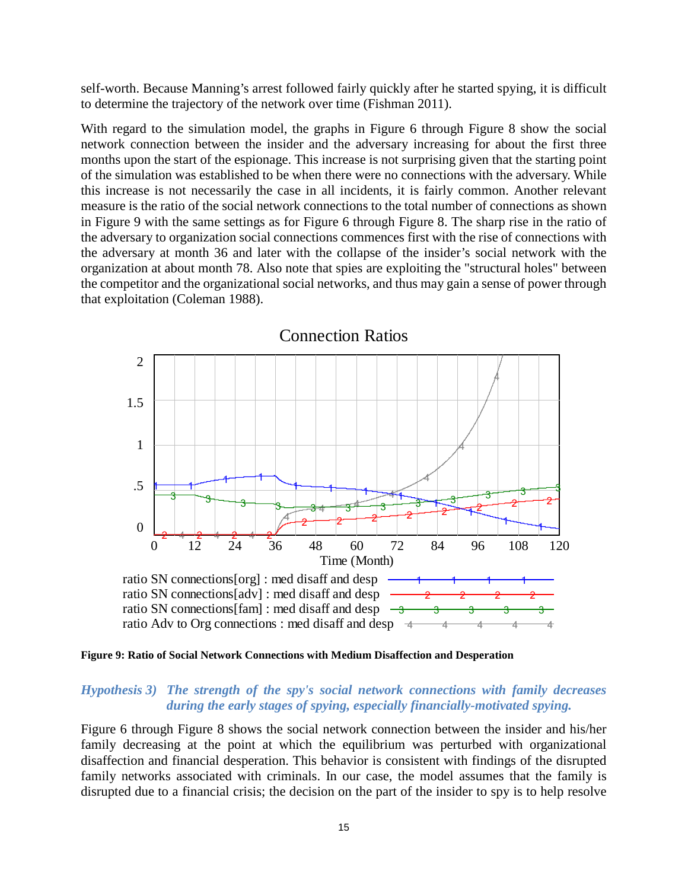self-worth. Because Manning's arrest followed fairly quickly after he started spying, it is difficult to determine the trajectory of the network over time (Fishman 2011).

With regard to the simulation model, the graphs in Figure 6 through Figure 8 show the social network connection between the insider and the adversary increasing for about the first three months upon the start of the espionage. This increase is not surprising given that the starting point of the simulation was established to be when there were no connections with the adversary. While this increase is not necessarily the case in all incidents, it is fairly common. Another relevant measure is the ratio of the social network connections to the total number of connections as shown in Figure 9 with the same settings as for Figure 6 through Figure 8. The sharp rise in the ratio of the adversary to organization social connections commences first with the rise of connections with the adversary at month 36 and later with the collapse of the insider's social network with the organization at about month 78. Also note that spies are exploiting the "structural holes" between the competitor and the organizational social networks, and thus may gain a sense of power through that exploitation (Coleman 1988).

Connection Ratios

ratio SN connections[org] : med disaff and desp
ratio SN connections[adv] : med disaff and desp
ratio SN connections[fam] : med disaff and desp
ratio Adv to Org connections : med disaff and desp

**Figure 9: Ratio of Social Network Connections with Medium Disaffection and Desperation**

### *Hypothesis 3) The strength of the spy's social network connections with family decreases during the early stages of spying, especially financially-motivated spying.*

Figure 6 through Figure 8 shows the social network connection between the insider and his/her family decreasing at the point at which the equilibrium was perturbed with organizational disaffection and financial desperation. This behavior is consistent with findings of the disrupted family networks associated with criminals. In our case, the model assumes that the family is disrupted due to a financial crisis; the decision on the part of the insider to spy is to help resolve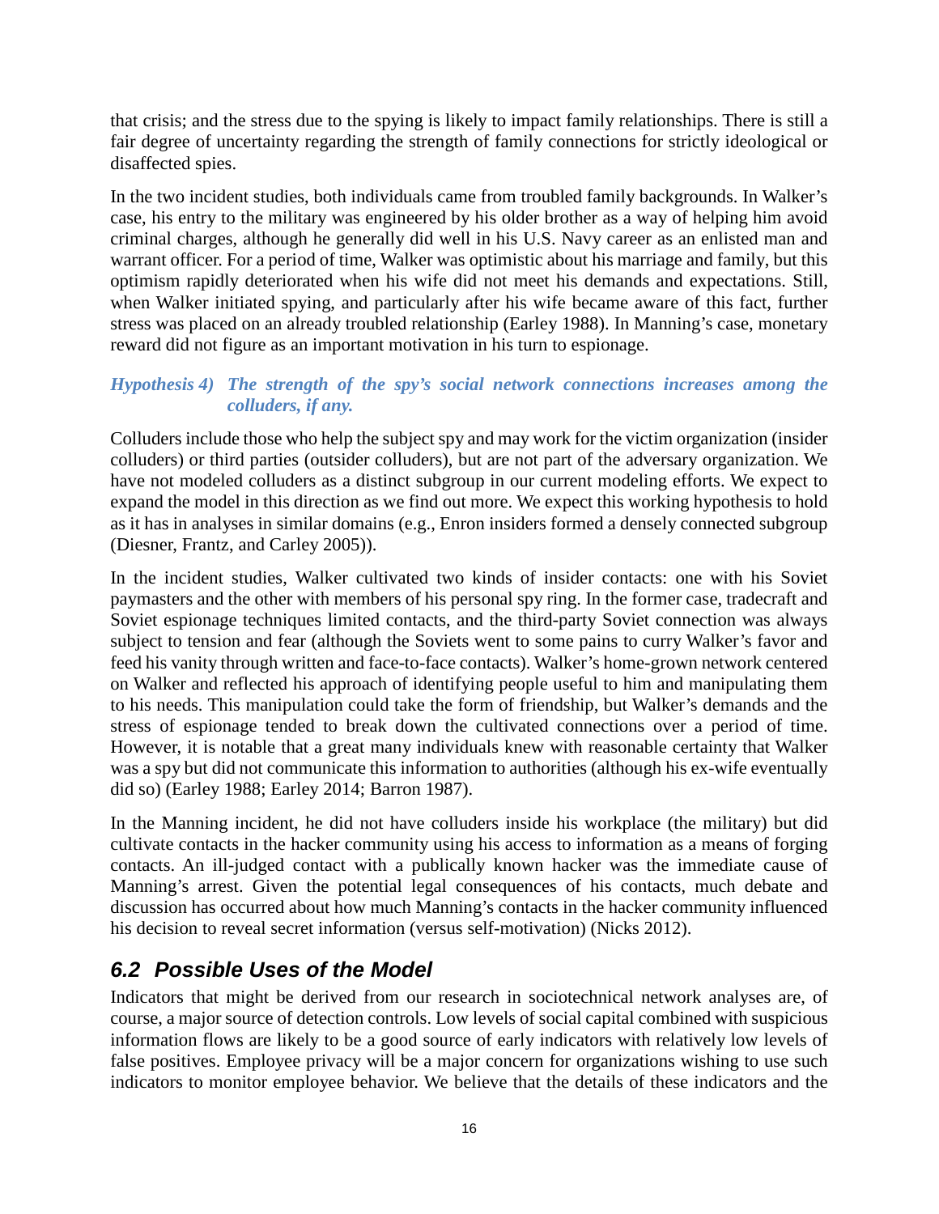that crisis; and the stress due to the spying is likely to impact family relationships. There is still a fair degree of uncertainty regarding the strength of family connections for strictly ideological or disaffected spies.

In the two incident studies, both individuals came from troubled family backgrounds. In Walker's case, his entry to the military was engineered by his older brother as a way of helping him avoid criminal charges, although he generally did well in his U.S. Navy career as an enlisted man and warrant officer. For a period of time, Walker was optimistic about his marriage and family, but this optimism rapidly deteriorated when his wife did not meet his demands and expectations. Still, when Walker initiated spying, and particularly after his wife became aware of this fact, further stress was placed on an already troubled relationship (Earley 1988). In Manning's case, monetary reward did not figure as an important motivation in his turn to espionage.

***Hypothesis 4) The strength of the spy's social network connections increases among the colluders, if any.***

Colluders include those who help the subject spy and may work for the victim organization (insider colluders) or third parties (outsider colluders), but are not part of the adversary organization. We have not modeled colluders as a distinct subgroup in our current modeling efforts. We expect to expand the model in this direction as we find out more. We expect this working hypothesis to hold as it has in analyses in similar domains (e.g., Enron insiders formed a densely connected subgroup (Diesner, Frantz, and Carley 2005)).

In the incident studies, Walker cultivated two kinds of insider contacts: one with his Soviet paymasters and the other with members of his personal spy ring. In the former case, tradecraft and Soviet espionage techniques limited contacts, and the third-party Soviet connection was always subject to tension and fear (although the Soviets went to some pains to curry Walker's favor and feed his vanity through written and face-to-face contacts). Walker's home-grown network centered on Walker and reflected his approach of identifying people useful to him and manipulating them to his needs. This manipulation could take the form of friendship, but Walker's demands and the stress of espionage tended to break down the cultivated connections over a period of time. However, it is notable that a great many individuals knew with reasonable certainty that Walker was a spy but did not communicate this information to authorities (although his ex-wife eventually did so) (Earley 1988; Earley 2014; Barron 1987).

In the Manning incident, he did not have colluders inside his workplace (the military) but did cultivate contacts in the hacker community using his access to information as a means of forging contacts. An ill-judged contact with a publically known hacker was the immediate cause of Manning's arrest. Given the potential legal consequences of his contacts, much debate and discussion has occurred about how much Manning's contacts in the hacker community influenced his decision to reveal secret information (versus self-motivation) (Nicks 2012).

## 6.2 Possible Uses of the Model

Indicators that might be derived from our research in sociotechnical network analyses are, of course, a major source of detection controls. Low levels of social capital combined with suspicious information flows are likely to be a good source of early indicators with relatively low levels of false positives. Employee privacy will be a major concern for organizations wishing to use such indicators to monitor employee behavior. We believe that the details of these indicators and the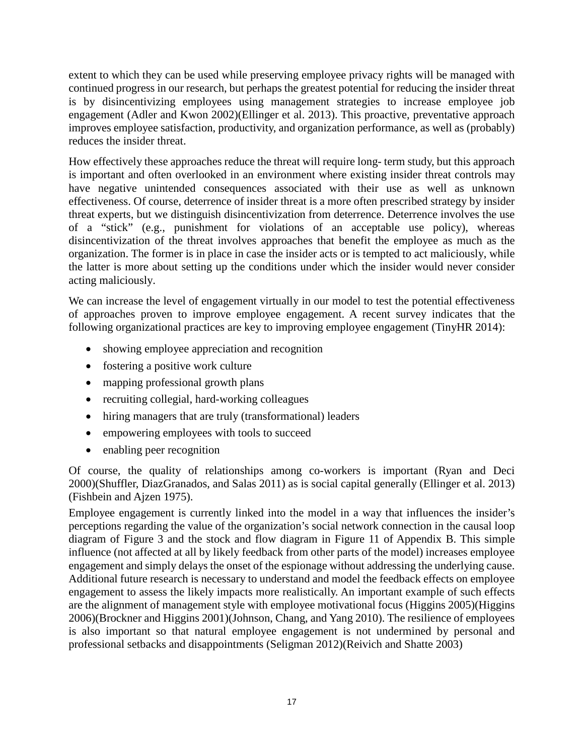extent to which they can be used while preserving employee privacy rights will be managed with continued progress in our research, but perhaps the greatest potential for reducing the insider threat is by disincentivizing employees using management strategies to increase employee job engagement (Adler and Kwon 2002)(Ellinger et al. 2013). This proactive, preventative approach improves employee satisfaction, productivity, and organization performance, as well as (probably) reduces the insider threat.

How effectively these approaches reduce the threat will require long- term study, but this approach is important and often overlooked in an environment where existing insider threat controls may have negative unintended consequences associated with their use as well as unknown effectiveness. Of course, deterrence of insider threat is a more often prescribed strategy by insider threat experts, but we distinguish disincentivization from deterrence. Deterrence involves the use of a "stick" (e.g., punishment for violations of an acceptable use policy), whereas disincentivization of the threat involves approaches that benefit the employee as much as the organization. The former is in place in case the insider acts or is tempted to act maliciously, while the latter is more about setting up the conditions under which the insider would never consider acting maliciously.

We can increase the level of engagement virtually in our model to test the potential effectiveness of approaches proven to improve employee engagement. A recent survey indicates that the following organizational practices are key to improving employee engagement (TinyHR 2014):

- showing employee appreciation and recognition
- fostering a positive work culture
- mapping professional growth plans
- recruiting collegial, hard-working colleagues
- hiring managers that are truly (transformational) leaders
- empowering employees with tools to succeed
- enabling peer recognition

Of course, the quality of relationships among co-workers is important (Ryan and Deci 2000)(Shuffler, DiazGranados, and Salas 2011) as is social capital generally (Ellinger et al. 2013) (Fishbein and Ajzen 1975).

Employee engagement is currently linked into the model in a way that influences the insider's perceptions regarding the value of the organization's social network connection in the causal loop diagram of Figure 3 and the stock and flow diagram in Figure 11 of Appendix B. This simple influence (not affected at all by likely feedback from other parts of the model) increases employee engagement and simply delays the onset of the espionage without addressing the underlying cause. Additional future research is necessary to understand and model the feedback effects on employee engagement to assess the likely impacts more realistically. An important example of such effects are the alignment of management style with employee motivational focus (Higgins 2005)(Higgins 2006)(Brockner and Higgins 2001)(Johnson, Chang, and Yang 2010). The resilience of employees is also important so that natural employee engagement is not undermined by personal and professional setbacks and disappointments (Seligman 2012)(Reivich and Shatte 2003)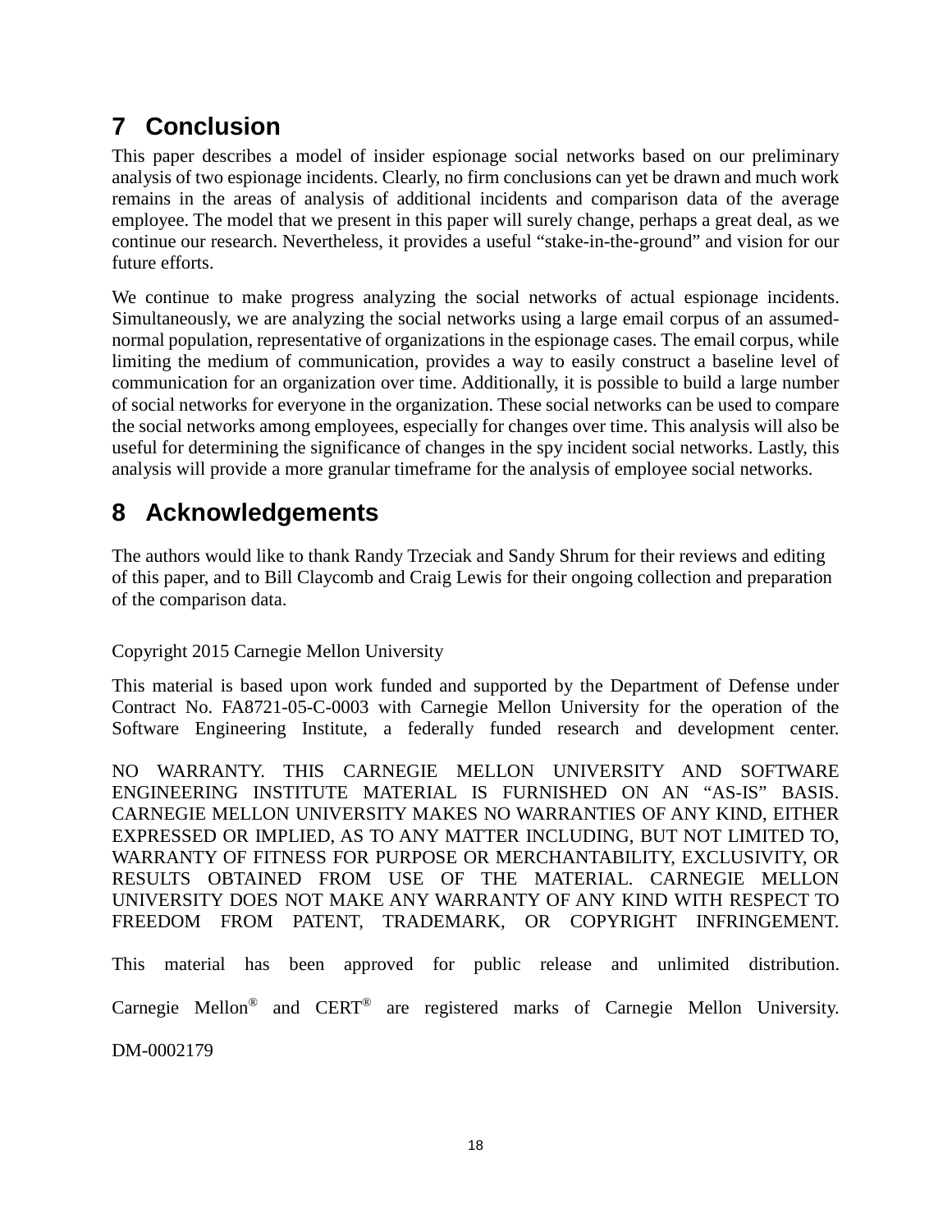# 7 Conclusion

This paper describes a model of insider espionage social networks based on our preliminary analysis of two espionage incidents. Clearly, no firm conclusions can yet be drawn and much work remains in the areas of analysis of additional incidents and comparison data of the average employee. The model that we present in this paper will surely change, perhaps a great deal, as we continue our research. Nevertheless, it provides a useful "stake-in-the-ground" and vision for our future efforts.

We continue to make progress analyzing the social networks of actual espionage incidents. Simultaneously, we are analyzing the social networks using a large email corpus of an assumed-normal population, representative of organizations in the espionage cases. The email corpus, while limiting the medium of communication, provides a way to easily construct a baseline level of communication for an organization over time. Additionally, it is possible to build a large number of social networks for everyone in the organization. These social networks can be used to compare the social networks among employees, especially for changes over time. This analysis will also be useful for determining the significance of changes in the spy incident social networks. Lastly, this analysis will provide a more granular timeframe for the analysis of employee social networks.

# 8 Acknowledgements

The authors would like to thank Randy Trzeciak and Sandy Shrum for their reviews and editing of this paper, and to Bill Claycomb and Craig Lewis for their ongoing collection and preparation of the comparison data.

Copyright 2015 Carnegie Mellon University

This material is based upon work funded and supported by the Department of Defense under Contract No. FA8721-05-C-0003 with Carnegie Mellon University for the operation of the Software Engineering Institute, a federally funded research and development center.

NO WARRANTY. THIS CARNEGIE MELLON UNIVERSITY AND SOFTWARE ENGINEERING INSTITUTE MATERIAL IS FURNISHED ON AN "AS-IS" BASIS. CARNEGIE MELLON UNIVERSITY MAKES NO WARRANTIES OF ANY KIND, EITHER EXPRESSED OR IMPLIED, AS TO ANY MATTER INCLUDING, BUT NOT LIMITED TO, WARRANTY OF FITNESS FOR PURPOSE OR MERCHANTABILITY, EXCLUSIVITY, OR RESULTS OBTAINED FROM USE OF THE MATERIAL. CARNEGIE MELLON UNIVERSITY DOES NOT MAKE ANY WARRANTY OF ANY KIND WITH RESPECT TO FREEDOM FROM PATENT, TRADEMARK, OR COPYRIGHT INFRINGEMENT.

This material has been approved for public release and unlimited distribution.

Carnegie Mellon® and CERT® are registered marks of Carnegie Mellon University.

DM-0002179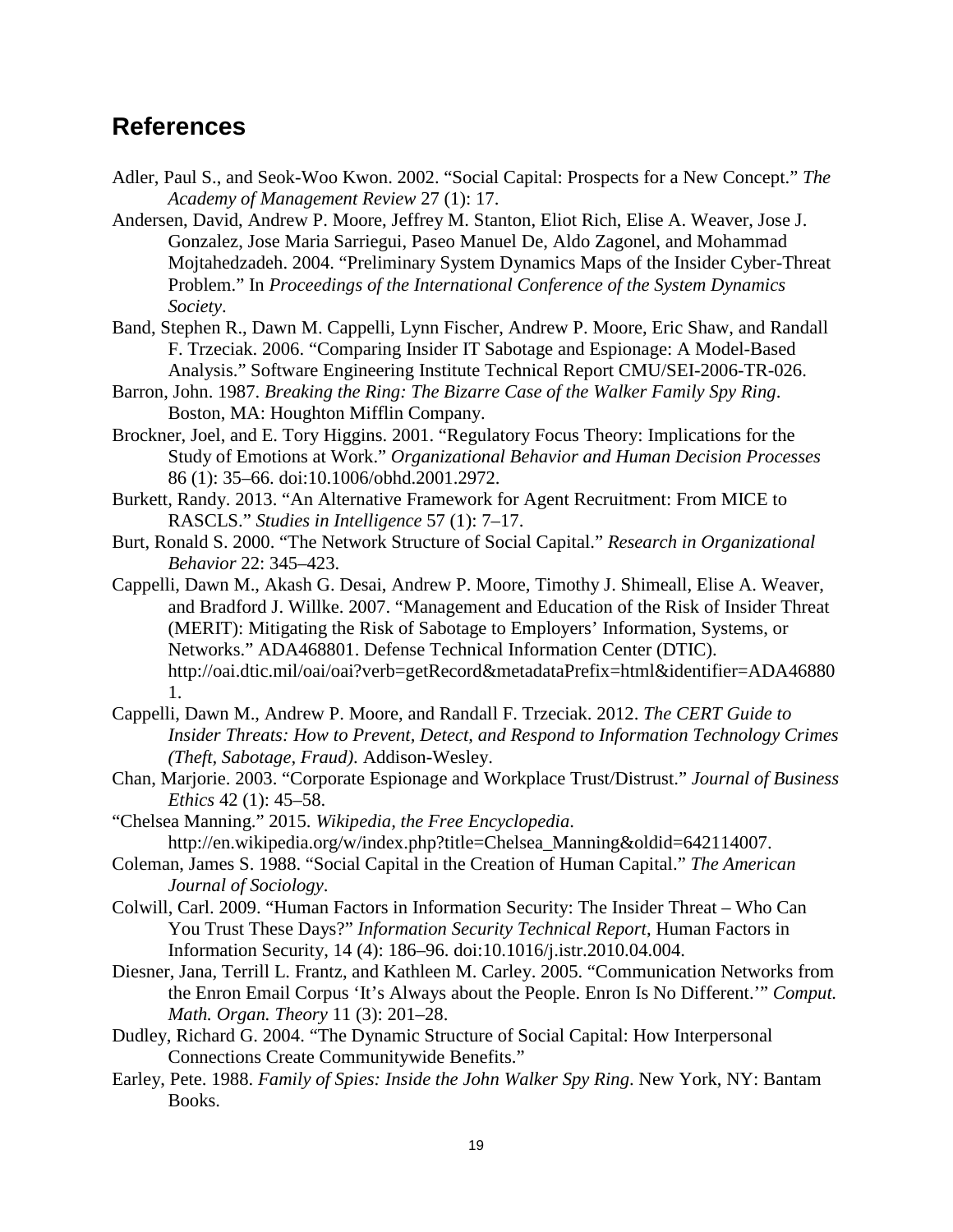## References

Adler, Paul S., and Seok-Woo Kwon. 2002. "Social Capital: Prospects for a New Concept." *The Academy of Management Review* 27 (1): 17.

Andersen, David, Andrew P. Moore, Jeffrey M. Stanton, Eliot Rich, Elise A. Weaver, Jose J. Gonzalez, Jose Maria Sarriegui, Paseo Manuel De, Aldo Zagonel, and Mohammad Mojtahedzadeh. 2004. "Preliminary System Dynamics Maps of the Insider Cyber-Threat Problem." In *Proceedings of the International Conference of the System Dynamics Society*.

Band, Stephen R., Dawn M. Cappelli, Lynn Fischer, Andrew P. Moore, Eric Shaw, and Randall F. Trzeciak. 2006. "Comparing Insider IT Sabotage and Espionage: A Model-Based Analysis." Software Engineering Institute Technical Report CMU/SEI-2006-TR-026.

Barron, John. 1987. *Breaking the Ring: The Bizarre Case of the Walker Family Spy Ring*. Boston, MA: Houghton Mifflin Company.

Brockner, Joel, and E. Tory Higgins. 2001. "Regulatory Focus Theory: Implications for the Study of Emotions at Work." *Organizational Behavior and Human Decision Processes* 86 (1): 35–66. doi:10.1006/obhd.2001.2972.

Burkett, Randy. 2013. "An Alternative Framework for Agent Recruitment: From MICE to RASCLS." *Studies in Intelligence* 57 (1): 7–17.

Burt, Ronald S. 2000. "The Network Structure of Social Capital." *Research in Organizational Behavior* 22: 345–423.

Cappelli, Dawn M., Akash G. Desai, Andrew P. Moore, Timothy J. Shimeall, Elise A. Weaver, and Bradford J. Willke. 2007. "Management and Education of the Risk of Insider Threat (MERIT): Mitigating the Risk of Sabotage to Employers' Information, Systems, or Networks." ADA468801. Defense Technical Information Center (DTIC). http://oai.dtic.mil/oai/oai?verb=getRecord&metadataPrefix=html&identifier=ADA468801.

Cappelli, Dawn M., Andrew P. Moore, and Randall F. Trzeciak. 2012. *The CERT Guide to Insider Threats: How to Prevent, Detect, and Respond to Information Technology Crimes (Theft, Sabotage, Fraud)*. Addison-Wesley.

Chan, Marjorie. 2003. "Corporate Espionage and Workplace Trust/Distrust." *Journal of Business Ethics* 42 (1): 45–58.

"Chelsea Manning." 2015. *Wikipedia, the Free Encyclopedia*. http://en.wikipedia.org/w/index.php?title=Chelsea_Manning&oldid=642114007.

Coleman, James S. 1988. "Social Capital in the Creation of Human Capital." *The American Journal of Sociology*.

Colwill, Carl. 2009. "Human Factors in Information Security: The Insider Threat – Who Can You Trust These Days?" *Information Security Technical Report*, Human Factors in Information Security, 14 (4): 186–96. doi:10.1016/j.istr.2010.04.004.

Diesner, Jana, Terrill L. Frantz, and Kathleen M. Carley. 2005. "Communication Networks from the Enron Email Corpus 'It's Always about the People. Enron Is No Different.'" *Comput. Math. Organ. Theory* 11 (3): 201–28.

Dudley, Richard G. 2004. "The Dynamic Structure of Social Capital: How Interpersonal Connections Create Communitywide Benefits."

Earley, Pete. 1988. *Family of Spies: Inside the John Walker Spy Ring*. New York, NY: Bantam Books.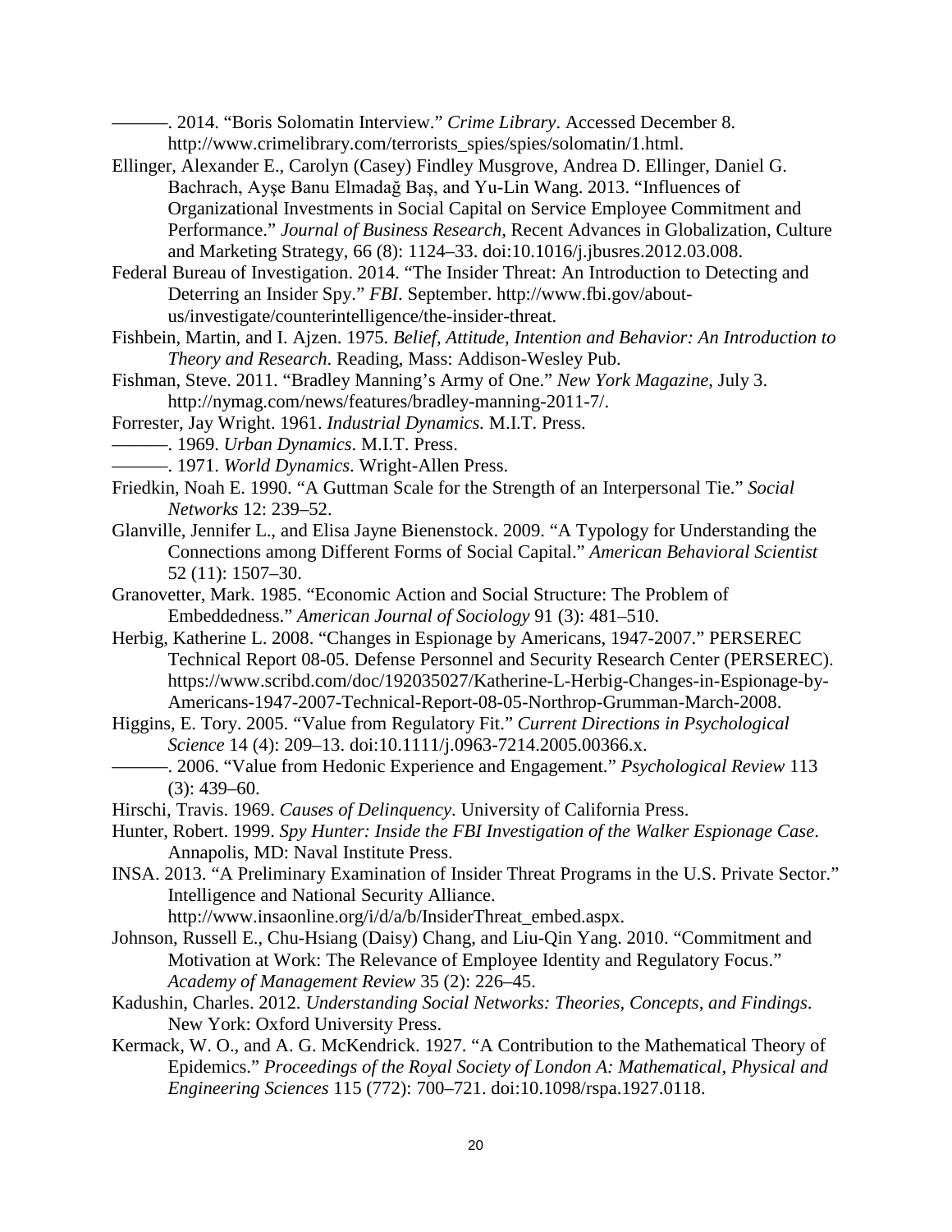———. 2014. “Boris Solomatin Interview.” *Crime Library*. Accessed December 8. http://www.crimelibrary.com/terrorists_spies/spies/solomatin/1.html.

Ellinger, Alexander E., Carolyn (Casey) Findley Musgrove, Andrea D. Ellinger, Daniel G. Bachrach, Ayşe Banu Elmadağ Baş, and Yu-Lin Wang. 2013. “Influences of Organizational Investments in Social Capital on Service Employee Commitment and Performance.” *Journal of Business Research*, Recent Advances in Globalization, Culture and Marketing Strategy, 66 (8): 1124–33. doi:10.1016/j.jbusres.2012.03.008.

Federal Bureau of Investigation. 2014. “The Insider Threat: An Introduction to Detecting and Deterring an Insider Spy.” *FBI*. September. http://www.fbi.gov/about-us/investigate/counterintelligence/the-insider-threat.

Fishbein, Martin, and I. Ajzen. 1975. *Belief, Attitude, Intention and Behavior: An Introduction to Theory and Research*. Reading, Mass: Addison-Wesley Pub.

Fishman, Steve. 2011. “Bradley Manning’s Army of One.” *New York Magazine*, July 3. http://nymag.com/news/features/bradley-manning-2011-7/.

Forrester, Jay Wright. 1961. *Industrial Dynamics.* M.I.T. Press.

———. 1969. *Urban Dynamics*. M.I.T. Press.

———. 1971. *World Dynamics*. Wright-Allen Press.

Friedkin, Noah E. 1990. “A Guttman Scale for the Strength of an Interpersonal Tie.” *Social Networks* 12: 239–52.

Glanville, Jennifer L., and Elisa Jayne Bienenstock. 2009. “A Typology for Understanding the Connections among Different Forms of Social Capital.” *American Behavioral Scientist* 52 (11): 1507–30.

Granovetter, Mark. 1985. “Economic Action and Social Structure: The Problem of Embeddedness.” *American Journal of Sociology* 91 (3): 481–510.

Herbig, Katherine L. 2008. “Changes in Espionage by Americans, 1947-2007.” PERSEREC Technical Report 08-05. Defense Personnel and Security Research Center (PERSEREC). https://www.scribd.com/doc/192035027/Katherine-L-Herbig-Changes-in-Espionage-by-Americans-1947-2007-Technical-Report-08-05-Northrop-Grumman-March-2008.

Higgins, E. Tory. 2005. “Value from Regulatory Fit.” *Current Directions in Psychological Science* 14 (4): 209–13. doi:10.1111/j.0963-7214.2005.00366.x.

———. 2006. “Value from Hedonic Experience and Engagement.” *Psychological Review* 113 (3): 439–60.

Hirschi, Travis. 1969. *Causes of Delinquency*. University of California Press.

Hunter, Robert. 1999. *Spy Hunter: Inside the FBI Investigation of the Walker Espionage Case*. Annapolis, MD: Naval Institute Press.

INSA. 2013. “A Preliminary Examination of Insider Threat Programs in the U.S. Private Sector.” Intelligence and National Security Alliance. http://www.insaonline.org/i/d/a/b/InsiderThreat_embed.aspx.

Johnson, Russell E., Chu-Hsiang (Daisy) Chang, and Liu-Qin Yang. 2010. “Commitment and Motivation at Work: The Relevance of Employee Identity and Regulatory Focus.” *Academy of Management Review* 35 (2): 226–45.

Kadushin, Charles. 2012. *Understanding Social Networks: Theories, Concepts, and Findings*. New York: Oxford University Press.

Kermack, W. O., and A. G. McKendrick. 1927. “A Contribution to the Mathematical Theory of Epidemics.” *Proceedings of the Royal Society of London A: Mathematical, Physical and Engineering Sciences* 115 (772): 700–721. doi:10.1098/rspa.1927.0118.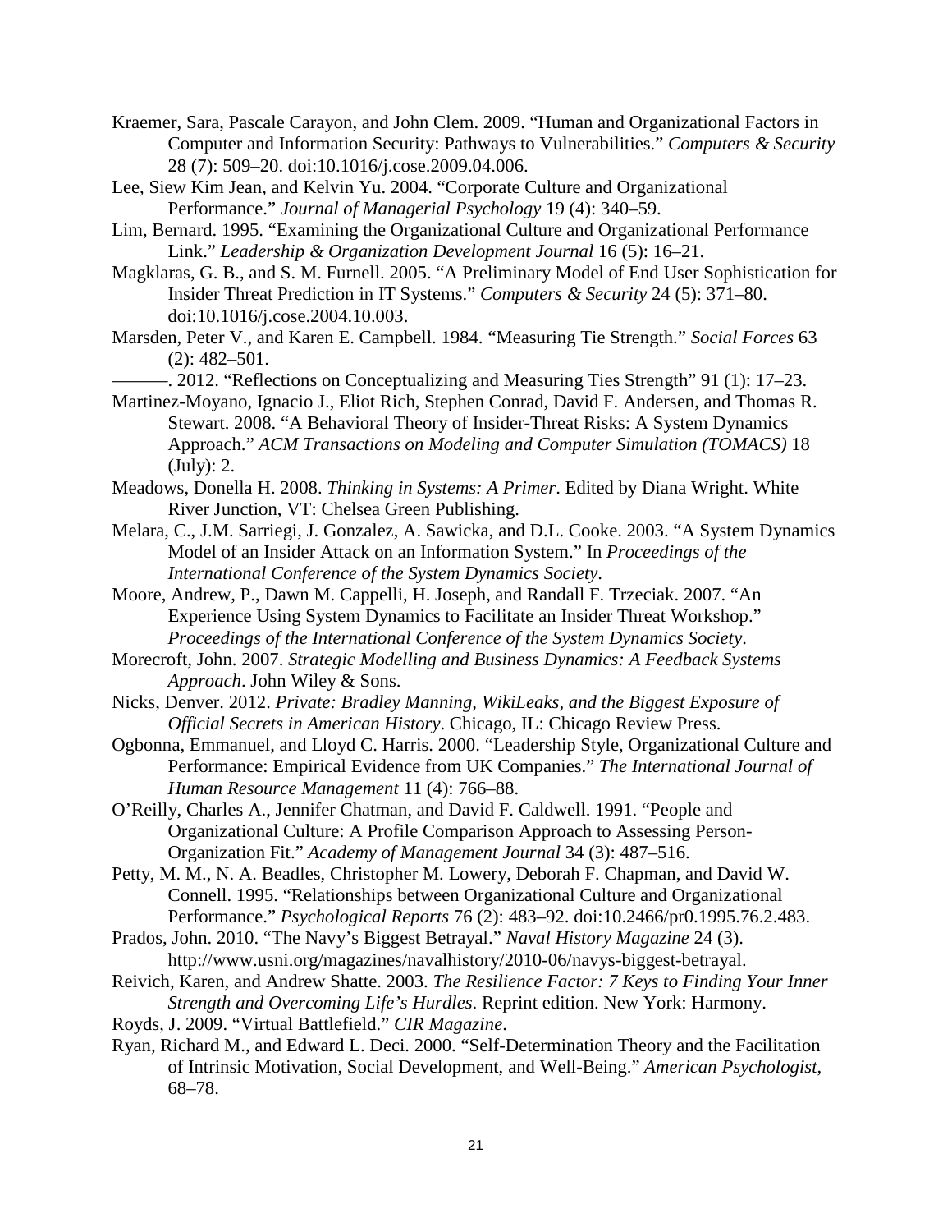Kraemer, Sara, Pascale Carayon, and John Clem. 2009. "Human and Organizational Factors in Computer and Information Security: Pathways to Vulnerabilities." *Computers & Security* 28 (7): 509–20. doi:10.1016/j.cose.2009.04.006.

Lee, Siew Kim Jean, and Kelvin Yu. 2004. "Corporate Culture and Organizational Performance." *Journal of Managerial Psychology* 19 (4): 340–59.

Lim, Bernard. 1995. "Examining the Organizational Culture and Organizational Performance Link." *Leadership & Organization Development Journal* 16 (5): 16–21.

Magklaras, G. B., and S. M. Furnell. 2005. "A Preliminary Model of End User Sophistication for Insider Threat Prediction in IT Systems." *Computers & Security* 24 (5): 371–80. doi:10.1016/j.cose.2004.10.003.

Marsden, Peter V., and Karen E. Campbell. 1984. "Measuring Tie Strength." *Social Forces* 63 (2): 482–501.

———. 2012. "Reflections on Conceptualizing and Measuring Ties Strength" 91 (1): 17–23.

Martinez-Moyano, Ignacio J., Eliot Rich, Stephen Conrad, David F. Andersen, and Thomas R. Stewart. 2008. "A Behavioral Theory of Insider-Threat Risks: A System Dynamics Approach." *ACM Transactions on Modeling and Computer Simulation (TOMACS)* 18 (July): 2.

Meadows, Donella H. 2008. *Thinking in Systems: A Primer*. Edited by Diana Wright. White River Junction, VT: Chelsea Green Publishing.

Melara, C., J.M. Sarriegi, J. Gonzalez, A. Sawicka, and D.L. Cooke. 2003. "A System Dynamics Model of an Insider Attack on an Information System." In *Proceedings of the International Conference of the System Dynamics Society*.

Moore, Andrew, P., Dawn M. Cappelli, H. Joseph, and Randall F. Trzeciak. 2007. "An Experience Using System Dynamics to Facilitate an Insider Threat Workshop." *Proceedings of the International Conference of the System Dynamics Society*.

Morecroft, John. 2007. *Strategic Modelling and Business Dynamics: A Feedback Systems Approach*. John Wiley & Sons.

Nicks, Denver. 2012. *Private: Bradley Manning, WikiLeaks, and the Biggest Exposure of Official Secrets in American History*. Chicago, IL: Chicago Review Press.

Ogbonna, Emmanuel, and Lloyd C. Harris. 2000. "Leadership Style, Organizational Culture and Performance: Empirical Evidence from UK Companies." *The International Journal of Human Resource Management* 11 (4): 766–88.

O'Reilly, Charles A., Jennifer Chatman, and David F. Caldwell. 1991. "People and Organizational Culture: A Profile Comparison Approach to Assessing Person-Organization Fit." *Academy of Management Journal* 34 (3): 487–516.

Petty, M. M., N. A. Beadles, Christopher M. Lowery, Deborah F. Chapman, and David W. Connell. 1995. "Relationships between Organizational Culture and Organizational Performance." *Psychological Reports* 76 (2): 483–92. doi:10.2466/pr0.1995.76.2.483.

Prados, John. 2010. "The Navy's Biggest Betrayal." *Naval History Magazine* 24 (3). http://www.usni.org/magazines/navalhistory/2010-06/navys-biggest-betrayal.

Reivich, Karen, and Andrew Shatte. 2003. *The Resilience Factor: 7 Keys to Finding Your Inner Strength and Overcoming Life's Hurdles*. Reprint edition. New York: Harmony.

Royds, J. 2009. "Virtual Battlefield." *CIR Magazine*.

Ryan, Richard M., and Edward L. Deci. 2000. "Self-Determination Theory and the Facilitation of Intrinsic Motivation, Social Development, and Well-Being." *American Psychologist*, 68–78.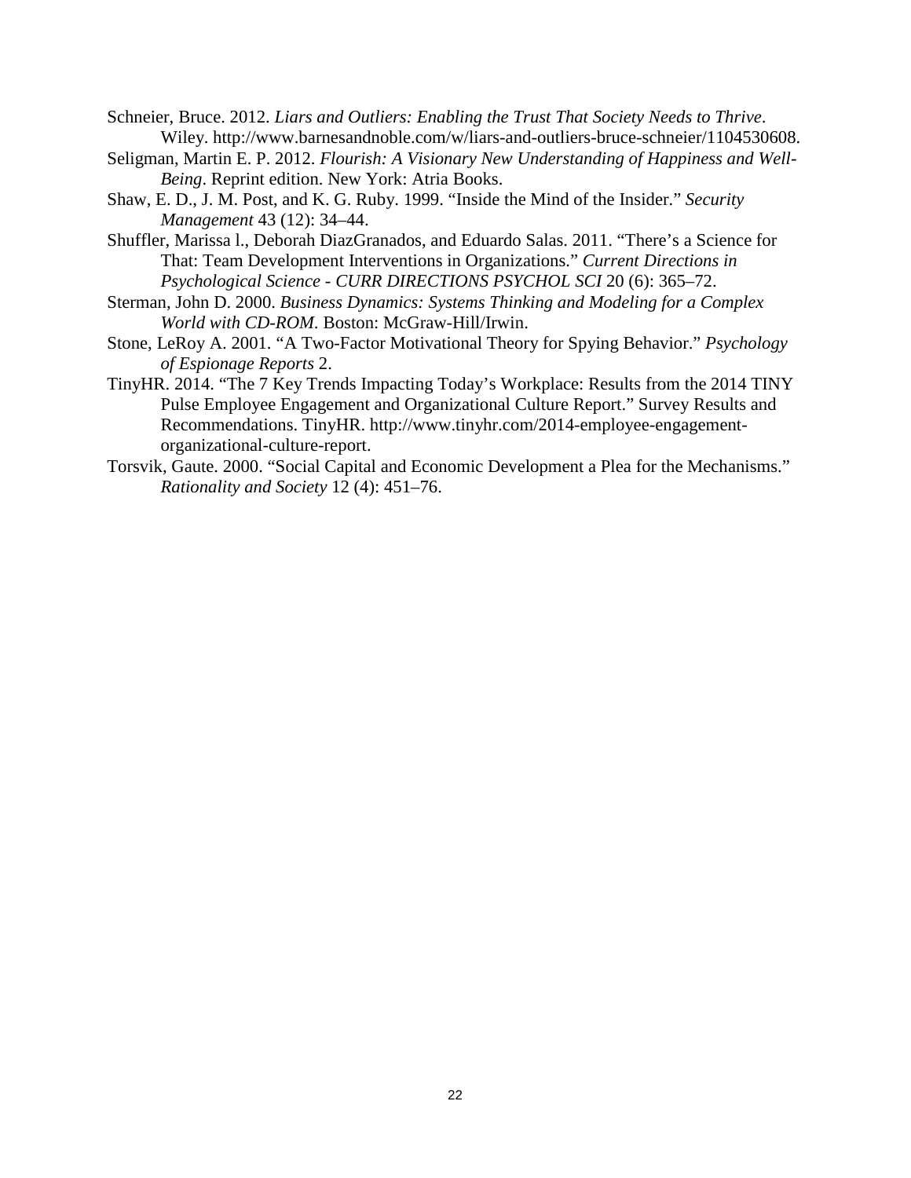Schneier, Bruce. 2012. *Liars and Outliers: Enabling the Trust That Society Needs to Thrive*. Wiley. http://www.barnesandnoble.com/w/liars-and-outliers-bruce-schneier/1104530608.

Seligman, Martin E. P. 2012. *Flourish: A Visionary New Understanding of Happiness and Well-Being*. Reprint edition. New York: Atria Books.

Shaw, E. D., J. M. Post, and K. G. Ruby. 1999. "Inside the Mind of the Insider." *Security Management* 43 (12): 34–44.

Shuffler, Marissa l., Deborah DiazGranados, and Eduardo Salas. 2011. "There's a Science for That: Team Development Interventions in Organizations." *Current Directions in Psychological Science - CURR DIRECTIONS PSYCHOL SCI* 20 (6): 365–72.

Sterman, John D. 2000. *Business Dynamics: Systems Thinking and Modeling for a Complex World with CD-ROM*. Boston: McGraw-Hill/Irwin.

Stone, LeRoy A. 2001. "A Two-Factor Motivational Theory for Spying Behavior." *Psychology of Espionage Reports* 2.

TinyHR. 2014. "The 7 Key Trends Impacting Today's Workplace: Results from the 2014 TINY Pulse Employee Engagement and Organizational Culture Report." Survey Results and Recommendations. TinyHR. http://www.tinyhr.com/2014-employee-engagement-organizational-culture-report.

Torsvik, Gaute. 2000. "Social Capital and Economic Development a Plea for the Mechanisms." *Rationality and Society* 12 (4): 451–76.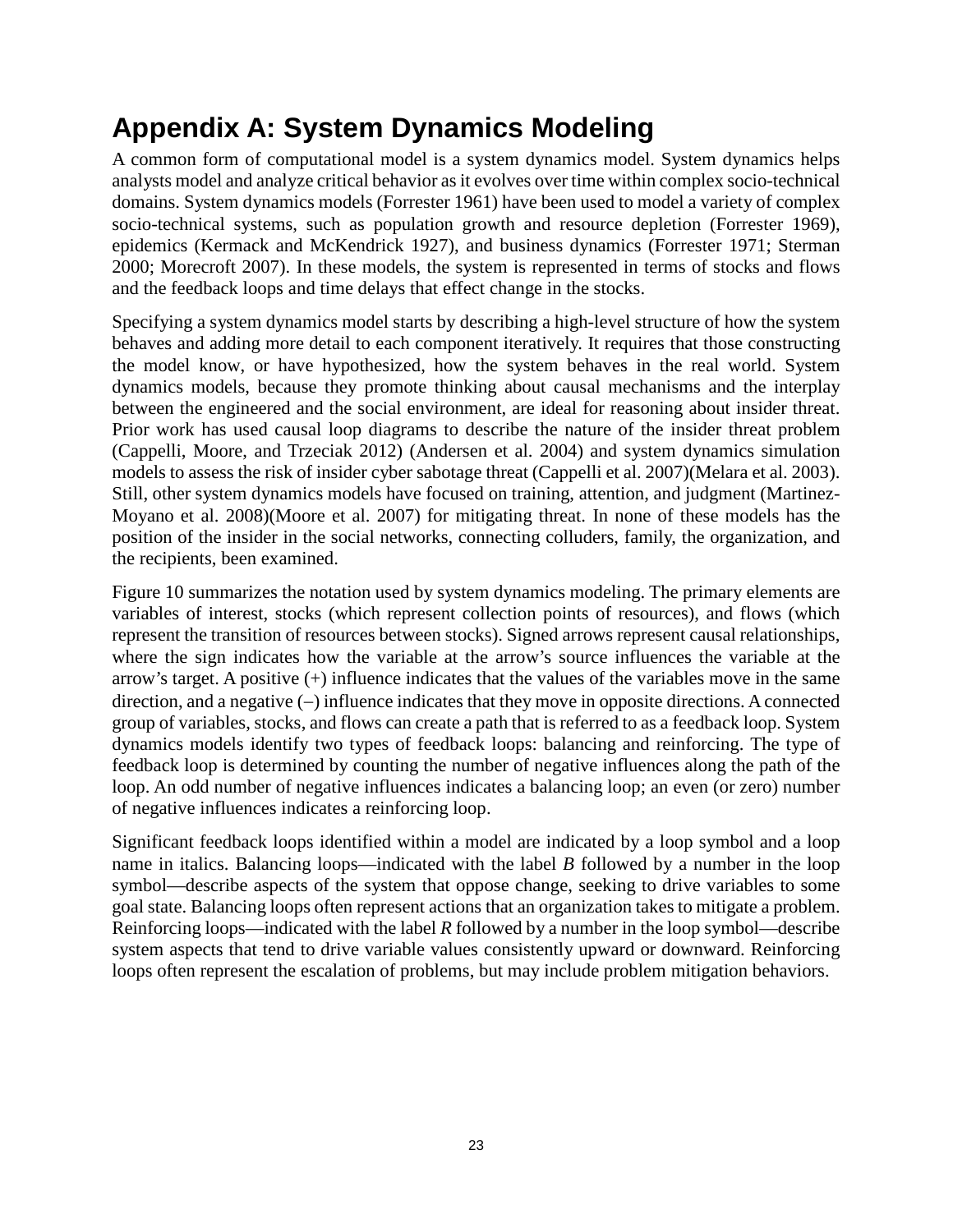# Appendix A: System Dynamics Modeling

A common form of computational model is a system dynamics model. System dynamics helps analysts model and analyze critical behavior as it evolves over time within complex socio-technical domains. System dynamics models (Forrester 1961) have been used to model a variety of complex socio-technical systems, such as population growth and resource depletion (Forrester 1969), epidemics (Kermack and McKendrick 1927), and business dynamics (Forrester 1971; Sterman 2000; Morecroft 2007). In these models, the system is represented in terms of stocks and flows and the feedback loops and time delays that effect change in the stocks.

Specifying a system dynamics model starts by describing a high-level structure of how the system behaves and adding more detail to each component iteratively. It requires that those constructing the model know, or have hypothesized, how the system behaves in the real world. System dynamics models, because they promote thinking about causal mechanisms and the interplay between the engineered and the social environment, are ideal for reasoning about insider threat. Prior work has used causal loop diagrams to describe the nature of the insider threat problem (Cappelli, Moore, and Trzeciak 2012) (Andersen et al. 2004) and system dynamics simulation models to assess the risk of insider cyber sabotage threat (Cappelli et al. 2007)(Melara et al. 2003). Still, other system dynamics models have focused on training, attention, and judgment (Martinez-Moyano et al. 2008)(Moore et al. 2007) for mitigating threat. In none of these models has the position of the insider in the social networks, connecting colluders, family, the organization, and the recipients, been examined.

Figure 10 summarizes the notation used by system dynamics modeling. The primary elements are variables of interest, stocks (which represent collection points of resources), and flows (which represent the transition of resources between stocks). Signed arrows represent causal relationships, where the sign indicates how the variable at the arrow's source influences the variable at the arrow's target. A positive (+) influence indicates that the values of the variables move in the same direction, and a negative (−) influence indicates that they move in opposite directions. A connected group of variables, stocks, and flows can create a path that is referred to as a feedback loop. System dynamics models identify two types of feedback loops: balancing and reinforcing. The type of feedback loop is determined by counting the number of negative influences along the path of the loop. An odd number of negative influences indicates a balancing loop; an even (or zero) number of negative influences indicates a reinforcing loop.

Significant feedback loops identified within a model are indicated by a loop symbol and a loop name in italics. Balancing loops—indicated with the label *B* followed by a number in the loop symbol—describe aspects of the system that oppose change, seeking to drive variables to some goal state. Balancing loops often represent actions that an organization takes to mitigate a problem. Reinforcing loops—indicated with the label *R* followed by a number in the loop symbol—describe system aspects that tend to drive variable values consistently upward or downward. Reinforcing loops often represent the escalation of problems, but may include problem mitigation behaviors.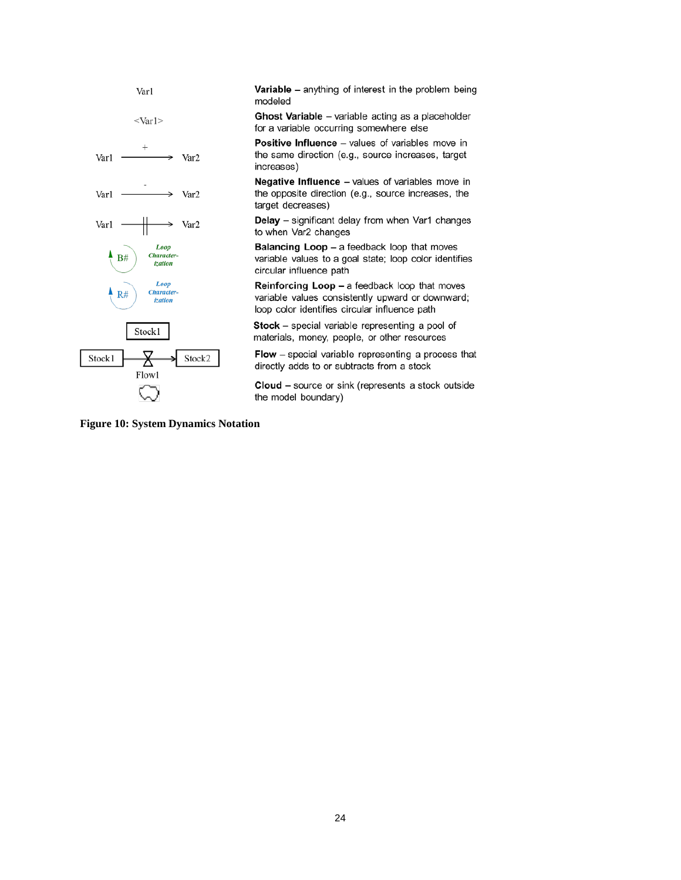| Notation | Description |
| --- | --- |
| Var1 | **Variable** – anything of interest in the problem being modeled |
| <Var1> | **Ghost Variable** – variable acting as a placeholder for a variable occurring somewhere else |
| Var1 —+→ Var2 | **Positive Influence** – values of variables move in the same direction (e.g., source increases, target increases) |
| Var1 —-→ Var2 | **Negative Influence** – values of variables move in the opposite direction (e.g., source increases, the target decreases) |
| Var1 —‖→ Var2 | **Delay** – significant delay from when Var1 changes to when Var2 changes |
| B# *Loop Characterization* | **Balancing Loop** – a feedback loop that moves variable values to a goal state; loop color identifies circular influence path |
| R# *Loop Characterization* | **Reinforcing Loop** – a feedback loop that moves variable values consistently upward or downward; loop color identifies circular influence path |
| Stock1 | **Stock** – special variable representing a pool of materials, money, people, or other resources |
| Stock1 → Flow1 → Stock2 | **Flow** – special variable representing a process that directly adds to or subtracts from a stock |
| Cloud symbol | **Cloud** – source or sink (represents a stock outside the model boundary) |

**Figure 10: System Dynamics Notation**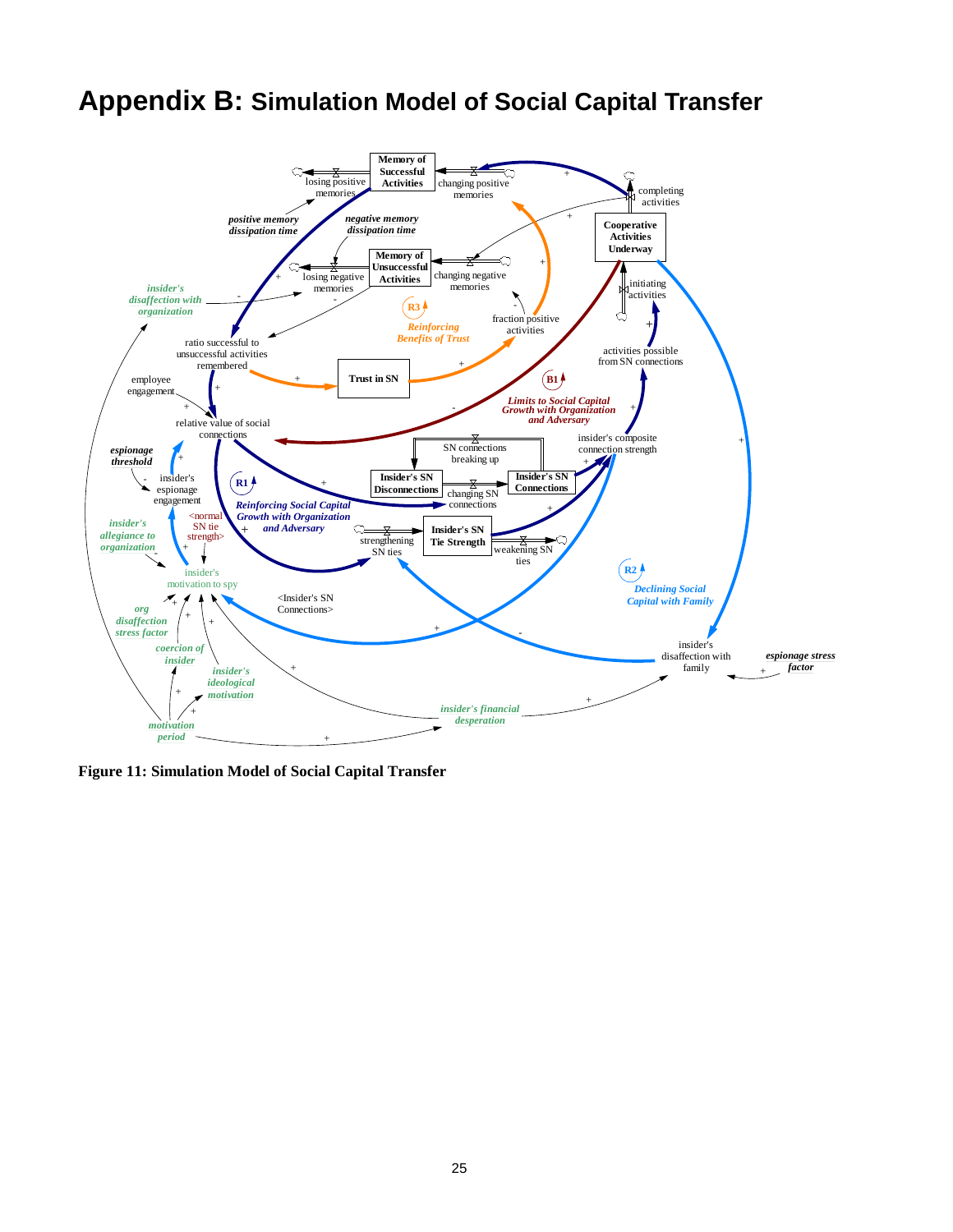# Appendix B: Simulation Model of Social Capital Transfer

**Figure 11: Simulation Model of Social Capital Transfer**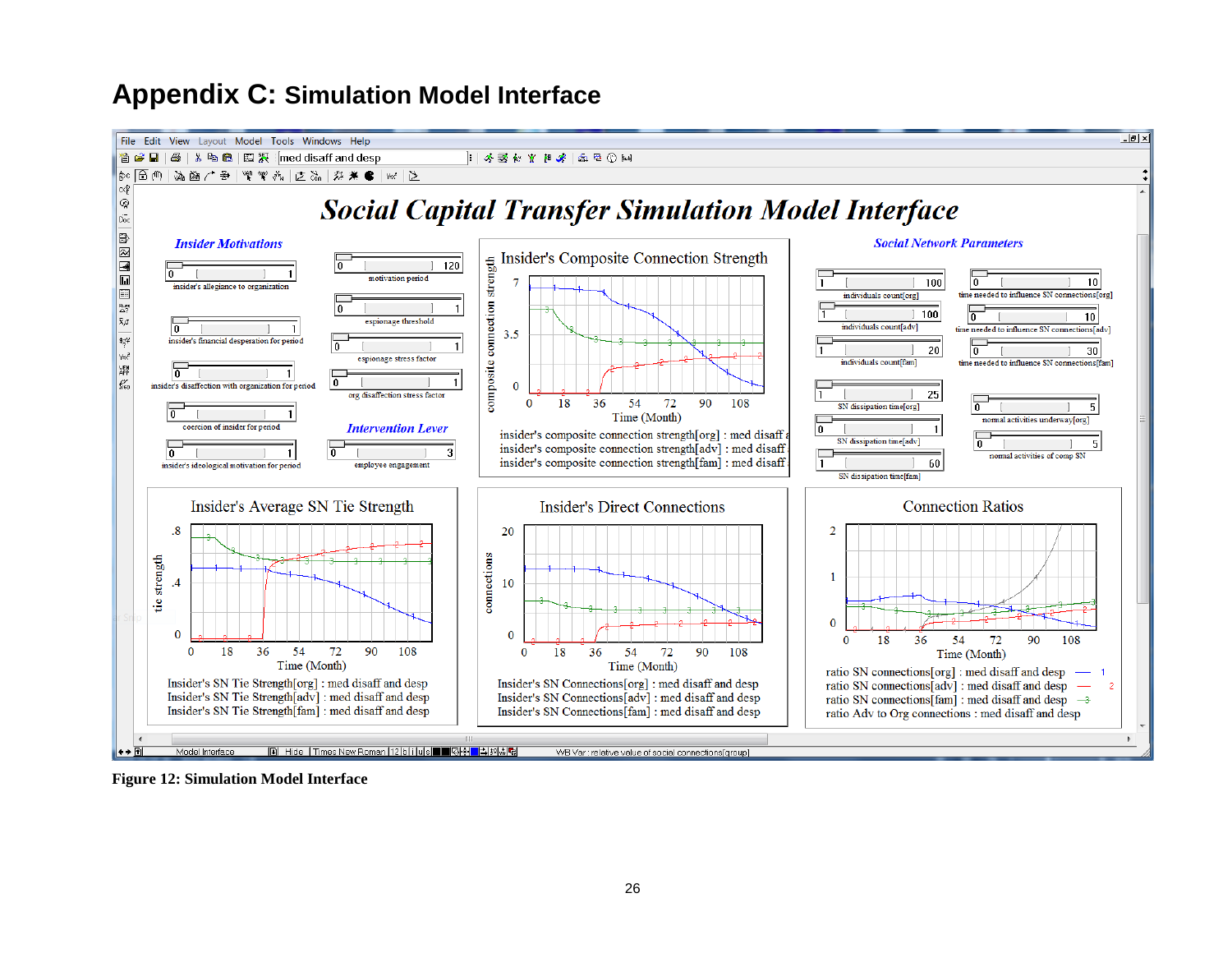# Appendix C: Simulation Model Interface

File Edit View Layout Model Tools Windows Help

med disaff and desp

Social Capital Transfer Simulation Model Interface

Insider Motivations

0 1
insider's allegiance to organization

0 1
insider's financial desperation for period

0 1
insider's disaffection with organization for period

0 1
coercion of insider for period

0 1
insider's ideological motivation for period

0 120
motivation period

0 1
espionage threshold

0 1
espionage stress factor

0 1
org disaffection stress factor

Intervention Lever

0 3
employee engagement

Insider's Composite Connection Strength

composite connection strength

7
3.5
0

0 18 36 54 72 90 108
Time (Month)

insider's composite connection strength[org] : med disaff a
insider's composite connection strength[adv] : med disaff
insider's composite connection strength[fam] : med disaff

Social Network Parameters

1 100
individuals count[org]

1 100
individuals count[adv]

1 20
individuals count[fam]

1 25
SN dissipation time[org]

0 1
SN dissipation time[adv]

1 60
SN dissipation time[fam]

0 10
time needed to influence SN connections[org]

0 10
time needed to influence SN connections[adv]

0 30
time needed to influence SN connections[fam]

0 5
normal activities underway[org]

0 5
normal activities of comp SN

Insider's Average SN Tie Strength

tie strength

.8
.4
0

0 18 36 54 72 90 108
Time (Month)

Insider's SN Tie Strength[org] : med disaff and desp
Insider's SN Tie Strength[adv] : med disaff and desp
Insider's SN Tie Strength[fam] : med disaff and desp

Insider's Direct Connections

connections

20
10
0

0 18 36 54 72 90 108
Time (Month)

Insider's SN Connections[org] : med disaff and desp
Insider's SN Connections[adv] : med disaff and desp
Insider's SN Connections[fam] : med disaff and desp

Connection Ratios

2
1
0

0 18 36 54 72 90 108
Time (Month)

ratio SN connections[org] : med disaff and desp 1
ratio SN connections[adv] : med disaff and desp 2
ratio SN connections[fam] : med disaff and desp 3
ratio Adv to Org connections : med disaff and desp

Model Interface Hide Times New Roman 12 B I U S

WB Var : relative value of social connections[group]

**Figure 12: Simulation Model Interface**